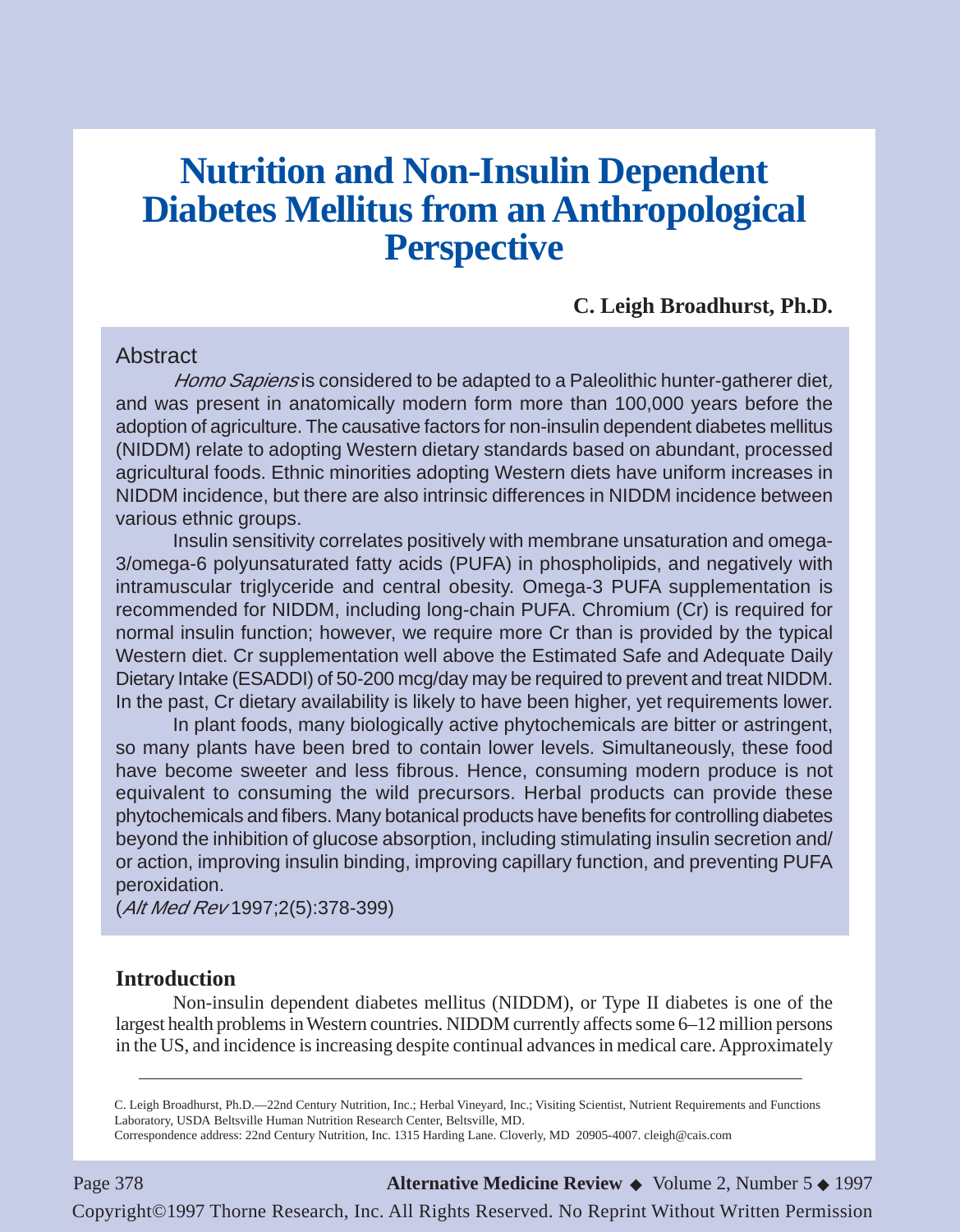# Nutrition and Non-Insulin Dependent Diabetes Mellitus from an Anthropological Perspective

**C. Leigh Broadhurst, Ph.D.**

## Abstract

*Homo Sapiens* is considered to be adapted to a Paleolithic hunter-gatherer diet, and was present in anatomically modern form more than 100,000 years before the adoption of agriculture. The causative factors for non-insulin dependent diabetes mellitus (NIDDM) relate to adopting Western dietary standards based on abundant, processed agricultural foods. Ethnic minorities adopting Western diets have uniform increases in NIDDM incidence, but there are also intrinsic differences in NIDDM incidence between various ethnic groups.

Insulin sensitivity correlates positively with membrane unsaturation and omega-3/omega-6 polyunsaturated fatty acids (PUFA) in phospholipids, and negatively with intramuscular triglyceride and central obesity. Omega-3 PUFA supplementation is recommended for NIDDM, including long-chain PUFA. Chromium (Cr) is required for normal insulin function; however, we require more Cr than is provided by the typical Western diet. Cr supplementation well above the Estimated Safe and Adequate Daily Dietary Intake (ESADDI) of 50-200 mcg/day may be required to prevent and treat NIDDM. In the past, Cr dietary availability is likely to have been higher, yet requirements lower.

In plant foods, many biologically active phytochemicals are bitter or astringent, so many plants have been bred to contain lower levels. Simultaneously, these food have become sweeter and less fibrous. Hence, consuming modern produce is not equivalent to consuming the wild precursors. Herbal products can provide these phytochemicals and fibers. Many botanical products have benefits for controlling diabetes beyond the inhibition of glucose absorption, including stimulating insulin secretion and/or action, improving insulin binding, improving capillary function, and preventing PUFA peroxidation.

(*Alt Med Rev* 1997;2(5):378-399)

## Introduction

Non-insulin dependent diabetes mellitus (NIDDM), or Type II diabetes is one of the largest health problems in Western countries. NIDDM currently affects some 6–12 million persons in the US, and incidence is increasing despite continual advances in medical care. Approximately

---

C. Leigh Broadhurst, Ph.D.—22nd Century Nutrition, Inc.; Herbal Vineyard, Inc.; Visiting Scientist, Nutrient Requirements and Functions Laboratory, USDA Beltsville Human Nutrition Research Center, Beltsville, MD.
Correspondence address: 22nd Century Nutrition, Inc. 1315 Harding Lane. Cloverly, MD 20905-4007. cleigh@cais.com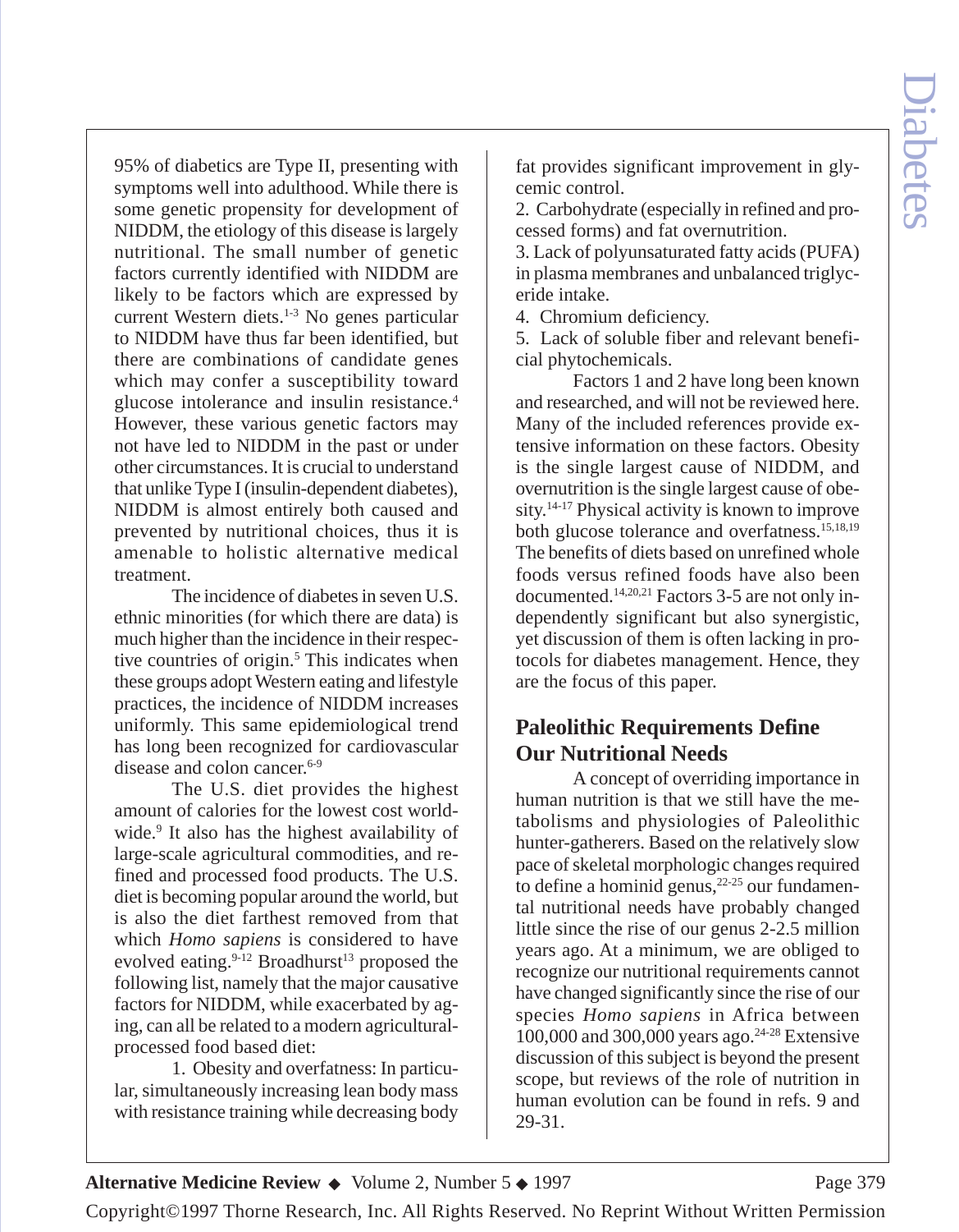95% of diabetics are Type II, presenting with symptoms well into adulthood. While there is some genetic propensity for development of NIDDM, the etiology of this disease is largely nutritional. The small number of genetic factors currently identified with NIDDM are likely to be factors which are expressed by current Western diets.[1-3] No genes particular to NIDDM have thus far been identified, but there are combinations of candidate genes which may confer a susceptibility toward glucose intolerance and insulin resistance.[4] However, these various genetic factors may not have led to NIDDM in the past or under other circumstances. It is crucial to understand that unlike Type I (insulin-dependent diabetes), NIDDM is almost entirely both caused and prevented by nutritional choices, thus it is amenable to holistic alternative medical treatment.

The incidence of diabetes in seven U.S. ethnic minorities (for which there are data) is much higher than the incidence in their respective countries of origin.[5] This indicates when these groups adopt Western eating and lifestyle practices, the incidence of NIDDM increases uniformly. This same epidemiological trend has long been recognized for cardiovascular disease and colon cancer.[6-9]

The U.S. diet provides the highest amount of calories for the lowest cost worldwide.[9] It also has the highest availability of large-scale agricultural commodities, and refined and processed food products. The U.S. diet is becoming popular around the world, but is also the diet farthest removed from that which *Homo sapiens* is considered to have evolved eating.[9-12] Broadhurst[13] proposed the following list, namely that the major causative factors for NIDDM, while exacerbated by aging, can all be related to a modern agricultural-processed food based diet:

1. Obesity and overfatness: In particular, simultaneously increasing lean body mass with resistance training while decreasing body fat provides significant improvement in glycemic control.
2. Carbohydrate (especially in refined and processed forms) and fat overnutrition.
3. Lack of polyunsaturated fatty acids (PUFA) in plasma membranes and unbalanced triglyceride intake.
4. Chromium deficiency.
5. Lack of soluble fiber and relevant beneficial phytochemicals.

Factors 1 and 2 have long been known and researched, and will not be reviewed here. Many of the included references provide extensive information on these factors. Obesity is the single largest cause of NIDDM, and overnutrition is the single largest cause of obesity.[14-17] Physical activity is known to improve both glucose tolerance and overfatness.[15,18,19] The benefits of diets based on unrefined whole foods versus refined foods have also been documented.[14,20,21] Factors 3-5 are not only independently significant but also synergistic, yet discussion of them is often lacking in protocols for diabetes management. Hence, they are the focus of this paper.

## Paleolithic Requirements Define Our Nutritional Needs

A concept of overriding importance in human nutrition is that we still have the metabolisms and physiologies of Paleolithic hunter-gatherers. Based on the relatively slow pace of skeletal morphologic changes required to define a hominid genus,[22-25] our fundamental nutritional needs have probably changed little since the rise of our genus 2-2.5 million years ago. At a minimum, we are obliged to recognize our nutritional requirements cannot have changed significantly since the rise of our species *Homo sapiens* in Africa between 100,000 and 300,000 years ago.[24-28] Extensive discussion of this subject is beyond the present scope, but reviews of the role of nutrition in human evolution can be found in refs. 9 and 29-31.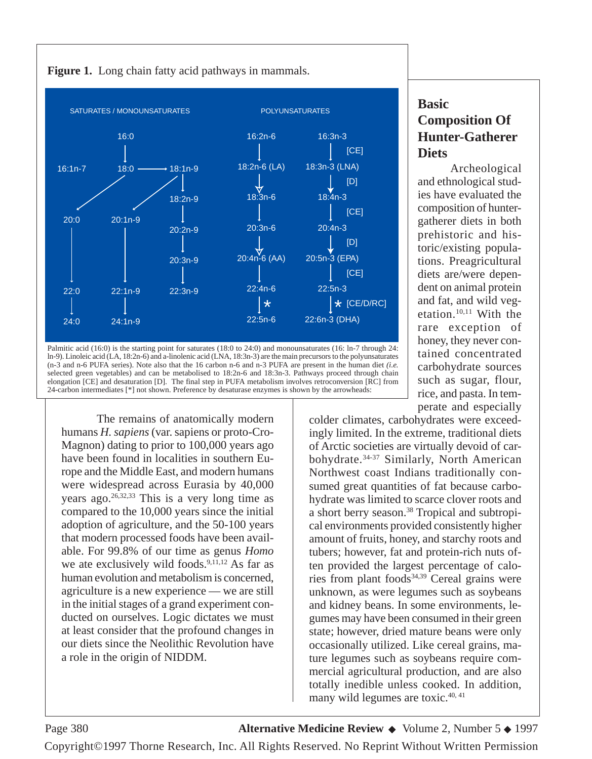**Figure 1.** Long chain fatty acid pathways in mammals.

| SATURATES / MONOUNSATURATES | | | POLYUNSATURATES | |
|---|---|---|---|---|
| | 16:0 | | 16:2n-6 | 16:3n-3 |
| | ↓ | | ↓ | ↓ [CE] |
| 16:1n-7 | 18:0 | → 18:1n-9 | 18:2n-6 (LA) | 18:3n-3 (LNA) |
| | | ↓ | ↓ | ↓ [D] |
| | | 18:2n-9 | 18:3n-6 | 18:4n-3 |
| | | | ↓ | ↓ [CE] |
| 20:0 | 20:1n-9 | 20:2n-9 | 20:3n-6 | 20:4n-3 |
| | | ↓ | ↓ | ↓ [D] |
| | | 20:3n-9 | 20:4n-6 (AA) | 20:5n-3 (EPA) |
| ↓ | ↓ | ↓ | ↓ | ↓ [CE] |
| 22:0 | 22:1n-9 | 22:3n-9 | 22:4n-6 | 22:5n-3 |
| ↓ | ↓ | | ↓ * | ↓ * [CE/D/RC] |
| 24:0 | 24:1n-9 | | 22:5n-6 | 22:6n-3 (DHA) |

Palmitic acid (16:0) is the starting point for saturates (18:0 to 24:0) and monounsaturates (16: ln-7 through 24: ln-9). Linoleic acid (LA, 18:2n-6) and a-linolenic acid (LNA, 18:3n-3) are the main precursors to the polyunsaturates (n-3 and n-6 PUFA series). Note also that the 16 carbon n-6 and n-3 PUFA are present in the human diet (*i.e.* selected green vegetables) and can be metabolised to 18:2n-6 and 18:3n-3. Pathways proceed through chain elongation [CE] and desaturation [D]. The final step in PUFA metabolism involves retroconversion [RC] from 24-carbon intermediates [*] not shown. Preference by desaturase enzymes is shown by the arrowheads:

The remains of anatomically modern humans *H. sapiens* (var. sapiens or proto-Cro-Magnon) dating to prior to 100,000 years ago have been found in localities in southern Europe and the Middle East, and modern humans were widespread across Eurasia by 40,000 years ago.[26,32,33] This is a very long time as compared to the 10,000 years since the initial adoption of agriculture, and the 50-100 years that modern processed foods have been available. For 99.8% of our time as genus *Homo* we ate exclusively wild foods.[9,11,12] As far as human evolution and metabolism is concerned, agriculture is a new experience — we are still in the initial stages of a grand experiment conducted on ourselves. Logic dictates we must at least consider that the profound changes in our diets since the Neolithic Revolution have a role in the origin of NIDDM.

## Basic Composition Of Hunter-Gatherer Diets

Archeological and ethnological studies have evaluated the composition of hunter-gatherer diets in both prehistoric and historic/existing populations. Preagricultural diets are/were dependent on animal protein and fat, and wild vegetation.[10,11] With the rare exception of honey, they never contained concentrated carbohydrate sources such as sugar, flour, rice, and pasta. In temperate and especially colder climates, carbohydrates were exceedingly limited. In the extreme, traditional diets of Arctic societies are virtually devoid of carbohydrate.[34-37] Similarly, North American Northwest coast Indians traditionally consumed great quantities of fat because carbohydrate was limited to scarce clover roots and a short berry season.[38] Tropical and subtropical environments provided consistently higher amount of fruits, honey, and starchy roots and tubers; however, fat and protein-rich nuts often provided the largest percentage of calories from plant foods[34,39] Cereal grains were unknown, as were legumes such as soybeans and kidney beans. In some environments, legumes may have been consumed in their green state; however, dried mature beans were only occasionally utilized. Like cereal grains, mature legumes such as soybeans require commercial agricultural production, and are also totally inedible unless cooked. In addition, many wild legumes are toxic.[40, 41]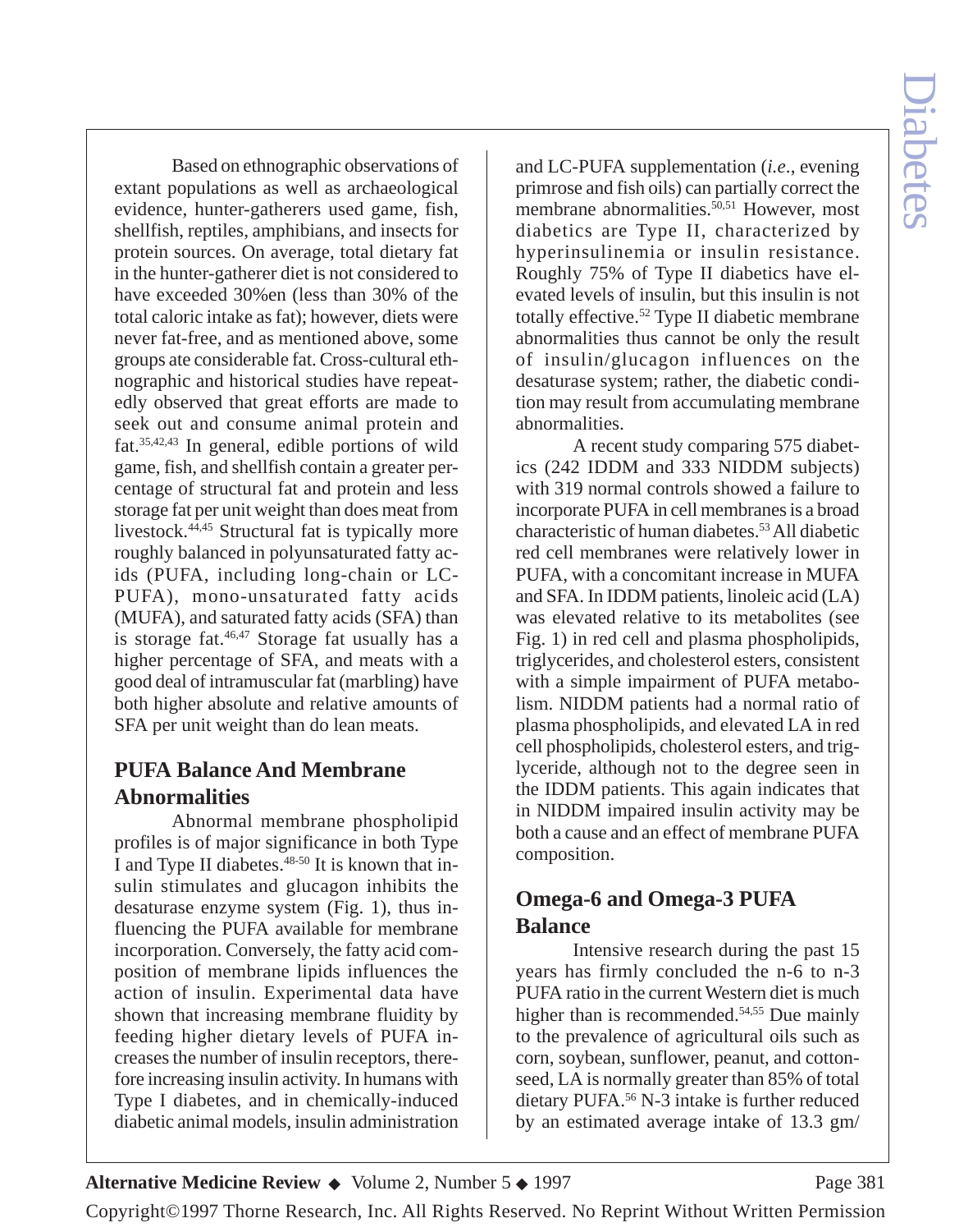Based on ethnographic observations of extant populations as well as archaeological evidence, hunter-gatherers used game, fish, shellfish, reptiles, amphibians, and insects for protein sources. On average, total dietary fat in the hunter-gatherer diet is not considered to have exceeded 30%en (less than 30% of the total caloric intake as fat); however, diets were never fat-free, and as mentioned above, some groups ate considerable fat. Cross-cultural ethnographic and historical studies have repeatedly observed that great efforts are made to seek out and consume animal protein and fat.[35,42,43] In general, edible portions of wild game, fish, and shellfish contain a greater percentage of structural fat and protein and less storage fat per unit weight than does meat from livestock.[44,45] Structural fat is typically more roughly balanced in polyunsaturated fatty acids (PUFA, including long-chain or LC-PUFA), mono-unsaturated fatty acids (MUFA), and saturated fatty acids (SFA) than is storage fat.[46,47] Storage fat usually has a higher percentage of SFA, and meats with a good deal of intramuscular fat (marbling) have both higher absolute and relative amounts of SFA per unit weight than do lean meats.

## PUFA Balance And Membrane Abnormalities

Abnormal membrane phospholipid profiles is of major significance in both Type I and Type II diabetes.[48-50] It is known that insulin stimulates and glucagon inhibits the desaturase enzyme system (Fig. 1), thus influencing the PUFA available for membrane incorporation. Conversely, the fatty acid composition of membrane lipids influences the action of insulin. Experimental data have shown that increasing membrane fluidity by feeding higher dietary levels of PUFA increases the number of insulin receptors, therefore increasing insulin activity. In humans with Type I diabetes, and in chemically-induced diabetic animal models, insulin administration and LC-PUFA supplementation (*i.e.*, evening primrose and fish oils) can partially correct the membrane abnormalities.[50,51] However, most diabetics are Type II, characterized by hyperinsulinemia or insulin resistance. Roughly 75% of Type II diabetics have elevated levels of insulin, but this insulin is not totally effective.[52] Type II diabetic membrane abnormalities thus cannot be only the result of insulin/glucagon influences on the desaturase system; rather, the diabetic condition may result from accumulating membrane abnormalities.

A recent study comparing 575 diabetics (242 IDDM and 333 NIDDM subjects) with 319 normal controls showed a failure to incorporate PUFA in cell membranes is a broad characteristic of human diabetes.[53] All diabetic red cell membranes were relatively lower in PUFA, with a concomitant increase in MUFA and SFA. In IDDM patients, linoleic acid (LA) was elevated relative to its metabolites (see Fig. 1) in red cell and plasma phospholipids, triglycerides, and cholesterol esters, consistent with a simple impairment of PUFA metabolism. NIDDM patients had a normal ratio of plasma phospholipids, and elevated LA in red cell phospholipids, cholesterol esters, and triglyceride, although not to the degree seen in the IDDM patients. This again indicates that in NIDDM impaired insulin activity may be both a cause and an effect of membrane PUFA composition.

## Omega-6 and Omega-3 PUFA Balance

Intensive research during the past 15 years has firmly concluded the n-6 to n-3 PUFA ratio in the current Western diet is much higher than is recommended.[54,55] Due mainly to the prevalence of agricultural oils such as corn, soybean, sunflower, peanut, and cottonseed, LA is normally greater than 85% of total dietary PUFA.[56] N-3 intake is further reduced by an estimated average intake of 13.3 gm/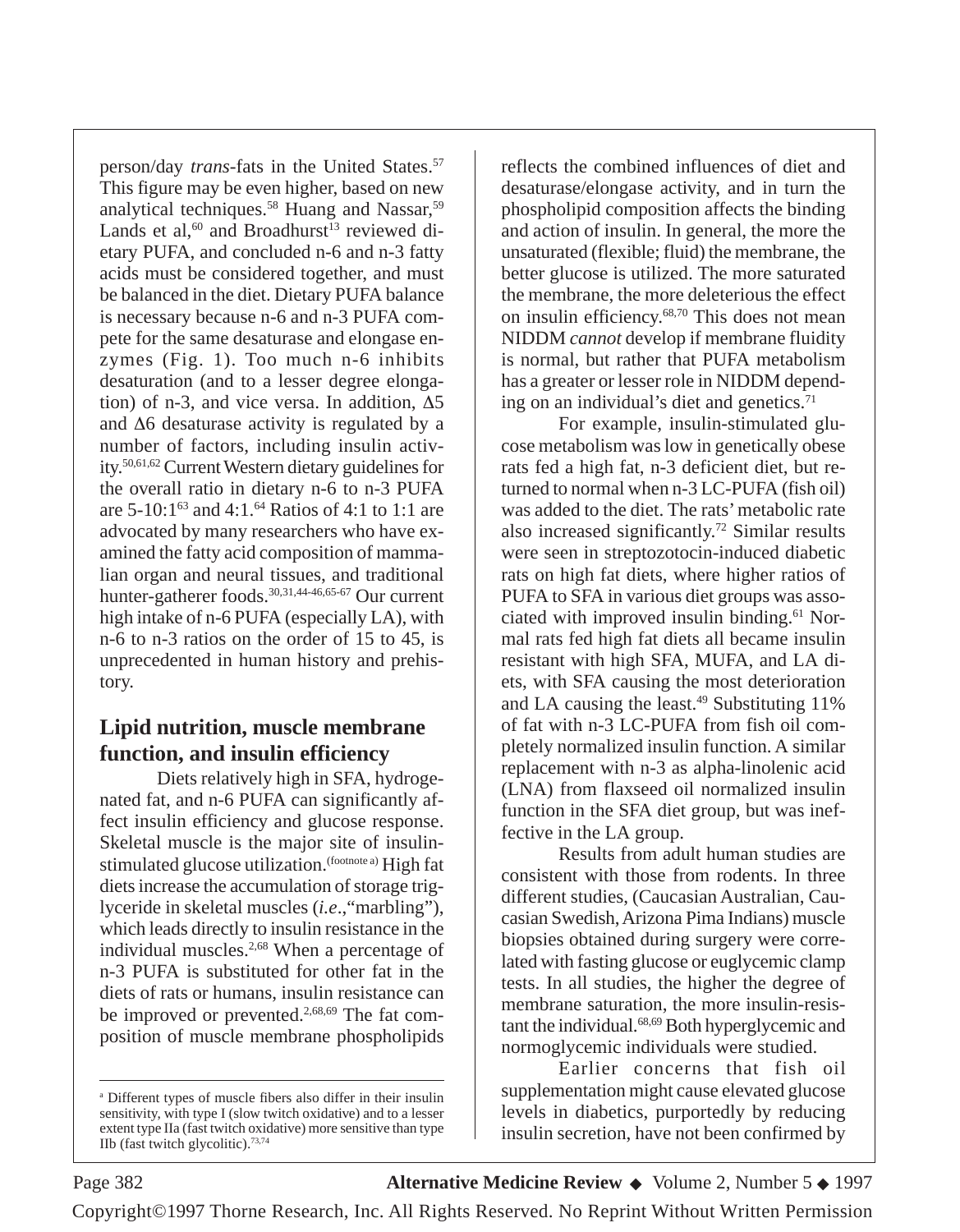person/day *trans*-fats in the United States.[57] This figure may be even higher, based on new analytical techniques.[58] Huang and Nassar,[59] Lands et al,[60] and Broadhurst[13] reviewed dietary PUFA, and concluded n-6 and n-3 fatty acids must be considered together, and must be balanced in the diet. Dietary PUFA balance is necessary because n-6 and n-3 PUFA compete for the same desaturase and elongase enzymes (Fig. 1). Too much n-6 inhibits desaturation (and to a lesser degree elongation) of n-3, and vice versa. In addition, $\Delta 5$ and $\Delta 6$ desaturase activity is regulated by a number of factors, including insulin activity.[50,61,62] Current Western dietary guidelines for the overall ratio in dietary n-6 to n-3 PUFA are 5-10:1[63] and 4:1.[64] Ratios of 4:1 to 1:1 are advocated by many researchers who have examined the fatty acid composition of mammalian organ and neural tissues, and traditional hunter-gatherer foods.[30,31,44-46,65-67] Our current high intake of n-6 PUFA (especially LA), with n-6 to n-3 ratios on the order of 15 to 45, is unprecedented in human history and prehistory.

## Lipid nutrition, muscle membrane function, and insulin efficiency

Diets relatively high in SFA, hydrogenated fat, and n-6 PUFA can significantly affect insulin efficiency and glucose response. Skeletal muscle is the major site of insulin-stimulated glucose utilization.[footnote a] High fat diets increase the accumulation of storage triglyceride in skeletal muscles (*i.e.*,"marbling"), which leads directly to insulin resistance in the individual muscles.[2,68] When a percentage of n-3 PUFA is substituted for other fat in the diets of rats or humans, insulin resistance can be improved or prevented.[2,68,69] The fat composition of muscle membrane phospholipids reflects the combined influences of diet and desaturase/elongase activity, and in turn the phospholipid composition affects the binding and action of insulin. In general, the more the unsaturated (flexible; fluid) the membrane, the better glucose is utilized. The more saturated the membrane, the more deleterious the effect on insulin efficiency.[68,70] This does not mean NIDDM *cannot* develop if membrane fluidity is normal, but rather that PUFA metabolism has a greater or lesser role in NIDDM depending on an individual's diet and genetics.[71]

For example, insulin-stimulated glucose metabolism was low in genetically obese rats fed a high fat, n-3 deficient diet, but returned to normal when n-3 LC-PUFA (fish oil) was added to the diet. The rats' metabolic rate also increased significantly.[72] Similar results were seen in streptozotocin-induced diabetic rats on high fat diets, where higher ratios of PUFA to SFA in various diet groups was associated with improved insulin binding.[61] Normal rats fed high fat diets all became insulin resistant with high SFA, MUFA, and LA diets, with SFA causing the most deterioration and LA causing the least.[49] Substituting 11% of fat with n-3 LC-PUFA from fish oil completely normalized insulin function. A similar replacement with n-3 as alpha-linolenic acid (LNA) from flaxseed oil normalized insulin function in the SFA diet group, but was ineffective in the LA group.

Results from adult human studies are consistent with those from rodents. In three different studies, (Caucasian Australian, Caucasian Swedish, Arizona Pima Indians) muscle biopsies obtained during surgery were correlated with fasting glucose or euglycemic clamp tests. In all studies, the higher the degree of membrane saturation, the more insulin-resistant the individual.[68,69] Both hyperglycemic and normoglycemic individuals were studied.

Earlier concerns that fish oil supplementation might cause elevated glucose levels in diabetics, purportedly by reducing insulin secretion, have not been confirmed by

---

[a] Different types of muscle fibers also differ in their insulin sensitivity, with type I (slow twitch oxidative) and to a lesser extent type IIa (fast twitch oxidative) more sensitive than type IIb (fast twitch glycolitic).[73,74]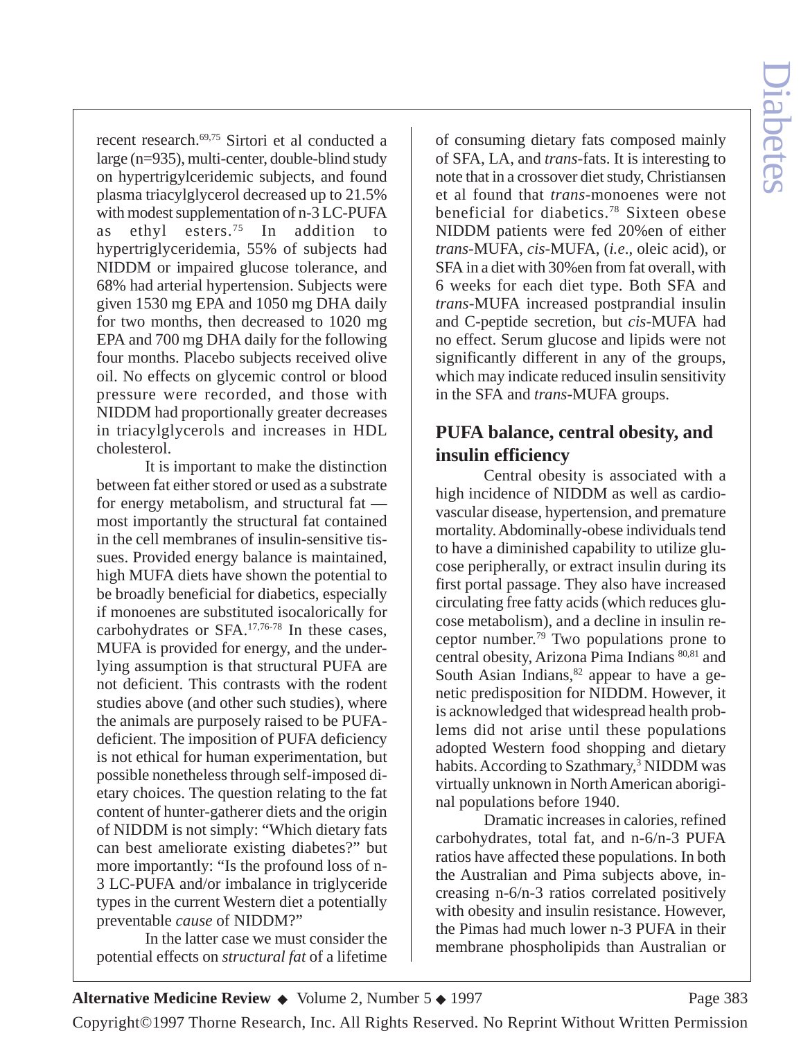recent research.[69,75] Sirtori et al conducted a large (n=935), multi-center, double-blind study on hypertrigylceridemic subjects, and found plasma triacylglycerol decreased up to 21.5% with modest supplementation of n-3 LC-PUFA as ethyl esters.[75] In addition to hypertriglyceridemia, 55% of subjects had NIDDM or impaired glucose tolerance, and 68% had arterial hypertension. Subjects were given 1530 mg EPA and 1050 mg DHA daily for two months, then decreased to 1020 mg EPA and 700 mg DHA daily for the following four months. Placebo subjects received olive oil. No effects on glycemic control or blood pressure were recorded, and those with NIDDM had proportionally greater decreases in triacylglycerols and increases in HDL cholesterol.

It is important to make the distinction between fat either stored or used as a substrate for energy metabolism, and structural fat — most importantly the structural fat contained in the cell membranes of insulin-sensitive tissues. Provided energy balance is maintained, high MUFA diets have shown the potential to be broadly beneficial for diabetics, especially if monoenes are substituted isocalorically for carbohydrates or SFA.[17,76-78] In these cases, MUFA is provided for energy, and the underlying assumption is that structural PUFA are not deficient. This contrasts with the rodent studies above (and other such studies), where the animals are purposely raised to be PUFA-deficient. The imposition of PUFA deficiency is not ethical for human experimentation, but possible nonetheless through self-imposed dietary choices. The question relating to the fat content of hunter-gatherer diets and the origin of NIDDM is not simply: "Which dietary fats can best ameliorate existing diabetes?" but more importantly: "Is the profound loss of n-3 LC-PUFA and/or imbalance in triglyceride types in the current Western diet a potentially preventable *cause* of NIDDM?"

In the latter case we must consider the potential effects on *structural fat* of a lifetime of consuming dietary fats composed mainly of SFA, LA, and *trans*-fats. It is interesting to note that in a crossover diet study, Christiansen et al found that *trans*-monoenes were not beneficial for diabetics.[78] Sixteen obese NIDDM patients were fed 20%en of either *trans*-MUFA, *cis*-MUFA, (*i.e*., oleic acid), or SFA in a diet with 30%en from fat overall, with 6 weeks for each diet type. Both SFA and *trans*-MUFA increased postprandial insulin and C-peptide secretion, but *cis*-MUFA had no effect. Serum glucose and lipids were not significantly different in any of the groups, which may indicate reduced insulin sensitivity in the SFA and *trans*-MUFA groups.

## PUFA balance, central obesity, and insulin efficiency

Central obesity is associated with a high incidence of NIDDM as well as cardiovascular disease, hypertension, and premature mortality. Abdominally-obese individuals tend to have a diminished capability to utilize glucose peripherally, or extract insulin during its first portal passage. They also have increased circulating free fatty acids (which reduces glucose metabolism), and a decline in insulin receptor number.[79] Two populations prone to central obesity, Arizona Pima Indians [80,81] and South Asian Indians,[82] appear to have a genetic predisposition for NIDDM. However, it is acknowledged that widespread health problems did not arise until these populations adopted Western food shopping and dietary habits. According to Szathmary,[3] NIDDM was virtually unknown in North American aboriginal populations before 1940.

Dramatic increases in calories, refined carbohydrates, total fat, and n-6/n-3 PUFA ratios have affected these populations. In both the Australian and Pima subjects above, increasing n-6/n-3 ratios correlated positively with obesity and insulin resistance. However, the Pimas had much lower n-3 PUFA in their membrane phospholipids than Australian or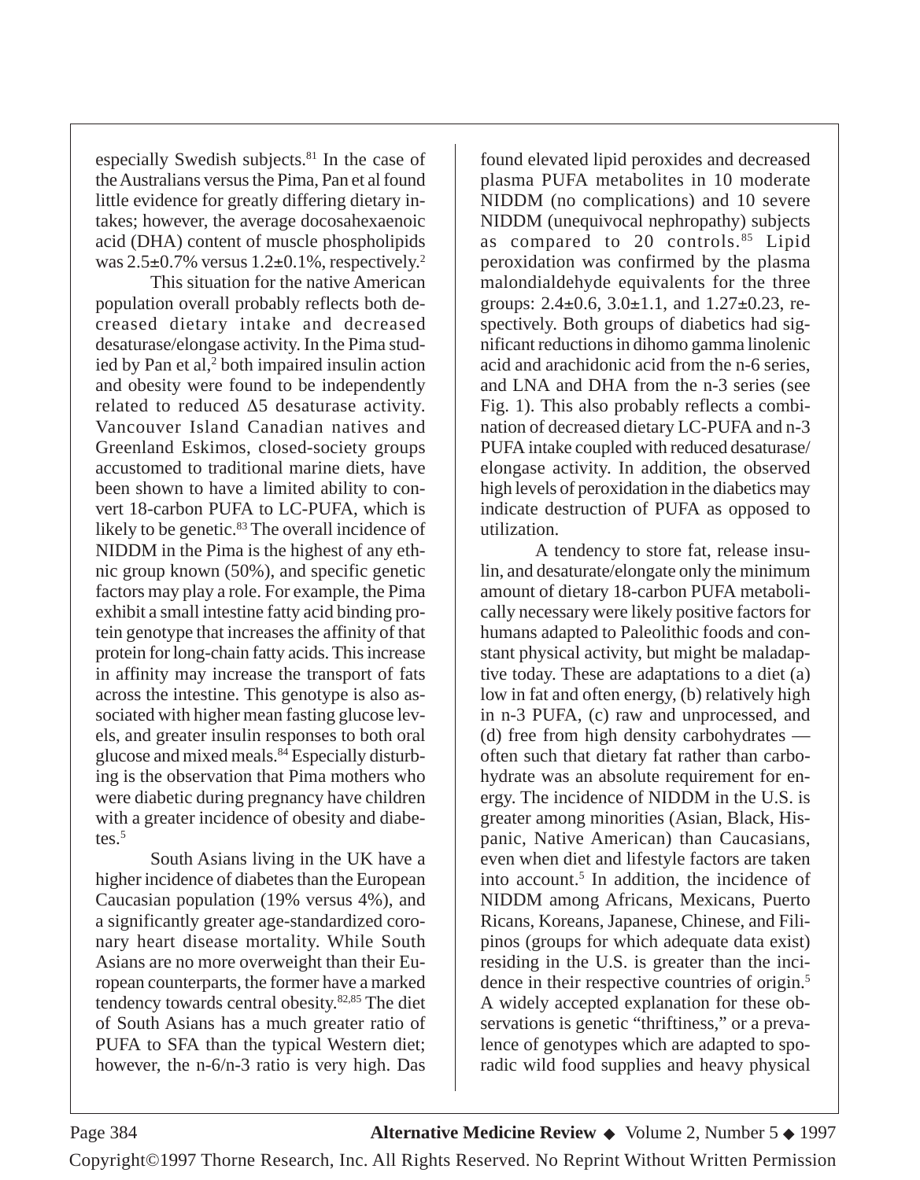especially Swedish subjects.[81] In the case of the Australians versus the Pima, Pan et al found little evidence for greatly differing dietary intakes; however, the average docosahexaenoic acid (DHA) content of muscle phospholipids was 2.5±0.7% versus 1.2±0.1%, respectively.[2]

This situation for the native American population overall probably reflects both decreased dietary intake and decreased desaturase/elongase activity. In the Pima studied by Pan et al,[2] both impaired insulin action and obesity were found to be independently related to reduced $\Delta 5$ desaturase activity. Vancouver Island Canadian natives and Greenland Eskimos, closed-society groups accustomed to traditional marine diets, have been shown to have a limited ability to convert 18-carbon PUFA to LC-PUFA, which is likely to be genetic.[83] The overall incidence of NIDDM in the Pima is the highest of any ethnic group known (50%), and specific genetic factors may play a role. For example, the Pima exhibit a small intestine fatty acid binding protein genotype that increases the affinity of that protein for long-chain fatty acids. This increase in affinity may increase the transport of fats across the intestine. This genotype is also associated with higher mean fasting glucose levels, and greater insulin responses to both oral glucose and mixed meals.[84] Especially disturbing is the observation that Pima mothers who were diabetic during pregnancy have children with a greater incidence of obesity and diabetes.[5]

South Asians living in the UK have a higher incidence of diabetes than the European Caucasian population (19% versus 4%), and a significantly greater age-standardized coronary heart disease mortality. While South Asians are no more overweight than their European counterparts, the former have a marked tendency towards central obesity.[82,85] The diet of South Asians has a much greater ratio of PUFA to SFA than the typical Western diet; however, the n-6/n-3 ratio is very high. Das found elevated lipid peroxides and decreased plasma PUFA metabolites in 10 moderate NIDDM (no complications) and 10 severe NIDDM (unequivocal nephropathy) subjects as compared to 20 controls.[85] Lipid peroxidation was confirmed by the plasma malondialdehyde equivalents for the three groups: 2.4±0.6, 3.0±1.1, and 1.27±0.23, respectively. Both groups of diabetics had significant reductions in dihomo gamma linolenic acid and arachidonic acid from the n-6 series, and LNA and DHA from the n-3 series (see Fig. 1). This also probably reflects a combination of decreased dietary LC-PUFA and n-3 PUFA intake coupled with reduced desaturase/elongase activity. In addition, the observed high levels of peroxidation in the diabetics may indicate destruction of PUFA as opposed to utilization.

A tendency to store fat, release insulin, and desaturate/elongate only the minimum amount of dietary 18-carbon PUFA metabolically necessary were likely positive factors for humans adapted to Paleolithic foods and constant physical activity, but might be maladaptive today. These are adaptations to a diet (a) low in fat and often energy, (b) relatively high in n-3 PUFA, (c) raw and unprocessed, and (d) free from high density carbohydrates — often such that dietary fat rather than carbohydrate was an absolute requirement for energy. The incidence of NIDDM in the U.S. is greater among minorities (Asian, Black, Hispanic, Native American) than Caucasians, even when diet and lifestyle factors are taken into account.[5] In addition, the incidence of NIDDM among Africans, Mexicans, Puerto Ricans, Koreans, Japanese, Chinese, and Filipinos (groups for which adequate data exist) residing in the U.S. is greater than the incidence in their respective countries of origin.[5] A widely accepted explanation for these observations is genetic "thriftiness," or a prevalence of genotypes which are adapted to sporadic wild food supplies and heavy physical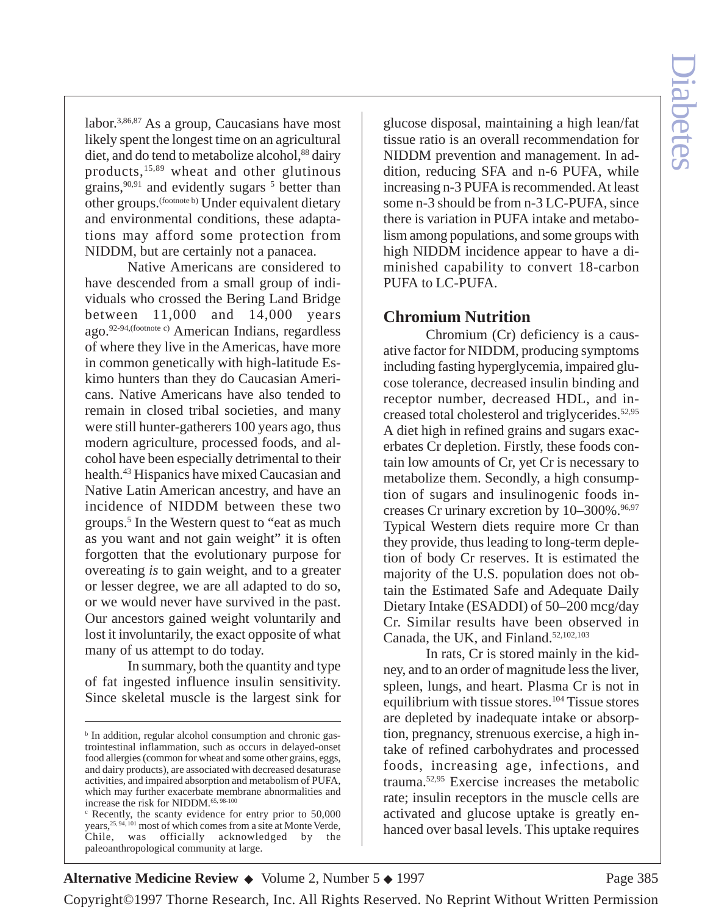labor.[3,86,87] As a group, Caucasians have most likely spent the longest time on an agricultural diet, and do tend to metabolize alcohol,[88] dairy products,[15,89] wheat and other glutinous grains,[90,91] and evidently sugars [5] better than other groups.[(footnote b)] Under equivalent dietary and environmental conditions, these adaptations may afford some protection from NIDDM, but are certainly not a panacea.

Native Americans are considered to have descended from a small group of individuals who crossed the Bering Land Bridge between 11,000 and 14,000 years ago.[92-94,(footnote c)] American Indians, regardless of where they live in the Americas, have more in common genetically with high-latitude Eskimo hunters than they do Caucasian Americans. Native Americans have also tended to remain in closed tribal societies, and many were still hunter-gatherers 100 years ago, thus modern agriculture, processed foods, and alcohol have been especially detrimental to their health.[43] Hispanics have mixed Caucasian and Native Latin American ancestry, and have an incidence of NIDDM between these two groups.[5] In the Western quest to "eat as much as you want and not gain weight" it is often forgotten that the evolutionary purpose for overeating *is* to gain weight, and to a greater or lesser degree, we are all adapted to do so, or we would never have survived in the past. Our ancestors gained weight voluntarily and lost it involuntarily, the exact opposite of what many of us attempt to do today.

In summary, both the quantity and type of fat ingested influence insulin sensitivity. Since skeletal muscle is the largest sink for glucose disposal, maintaining a high lean/fat tissue ratio is an overall recommendation for NIDDM prevention and management. In addition, reducing SFA and n-6 PUFA, while increasing n-3 PUFA is recommended. At least some n-3 should be from n-3 LC-PUFA, since there is variation in PUFA intake and metabolism among populations, and some groups with high NIDDM incidence appear to have a diminished capability to convert 18-carbon PUFA to LC-PUFA.

## Chromium Nutrition

Chromium (Cr) deficiency is a causative factor for NIDDM, producing symptoms including fasting hyperglycemia, impaired glucose tolerance, decreased insulin binding and receptor number, decreased HDL, and increased total cholesterol and triglycerides.[52,95] A diet high in refined grains and sugars exacerbates Cr depletion. Firstly, these foods contain low amounts of Cr, yet Cr is necessary to metabolize them. Secondly, a high consumption of sugars and insulinogenic foods increases Cr urinary excretion by 10–300%.[96,97] Typical Western diets require more Cr than they provide, thus leading to long-term depletion of body Cr reserves. It is estimated the majority of the U.S. population does not obtain the Estimated Safe and Adequate Daily Dietary Intake (ESADDI) of 50–200 mcg/day Cr. Similar results have been observed in Canada, the UK, and Finland.[52,102,103]

In rats, Cr is stored mainly in the kidney, and to an order of magnitude less the liver, spleen, lungs, and heart. Plasma Cr is not in equilibrium with tissue stores.[104] Tissue stores are depleted by inadequate intake or absorption, pregnancy, strenuous exercise, a high intake of refined carbohydrates and processed foods, increasing age, infections, and trauma.[52,95] Exercise increases the metabolic rate; insulin receptors in the muscle cells are activated and glucose uptake is greatly enhanced over basal levels. This uptake requires

---

[b] In addition, regular alcohol consumption and chronic gastrointestinal inflammation, such as occurs in delayed-onset food allergies (common for wheat and some other grains, eggs, and dairy products), are associated with decreased desaturase activities, and impaired absorption and metabolism of PUFA, which may further exacerbate membrane abnormalities and increase the risk for NIDDM.[65, 98-100]

[c] Recently, the scanty evidence for entry prior to 50,000 years,[25, 94, 101] most of which comes from a site at Monte Verde, Chile, was officially acknowledged by the paleoanthropological community at large.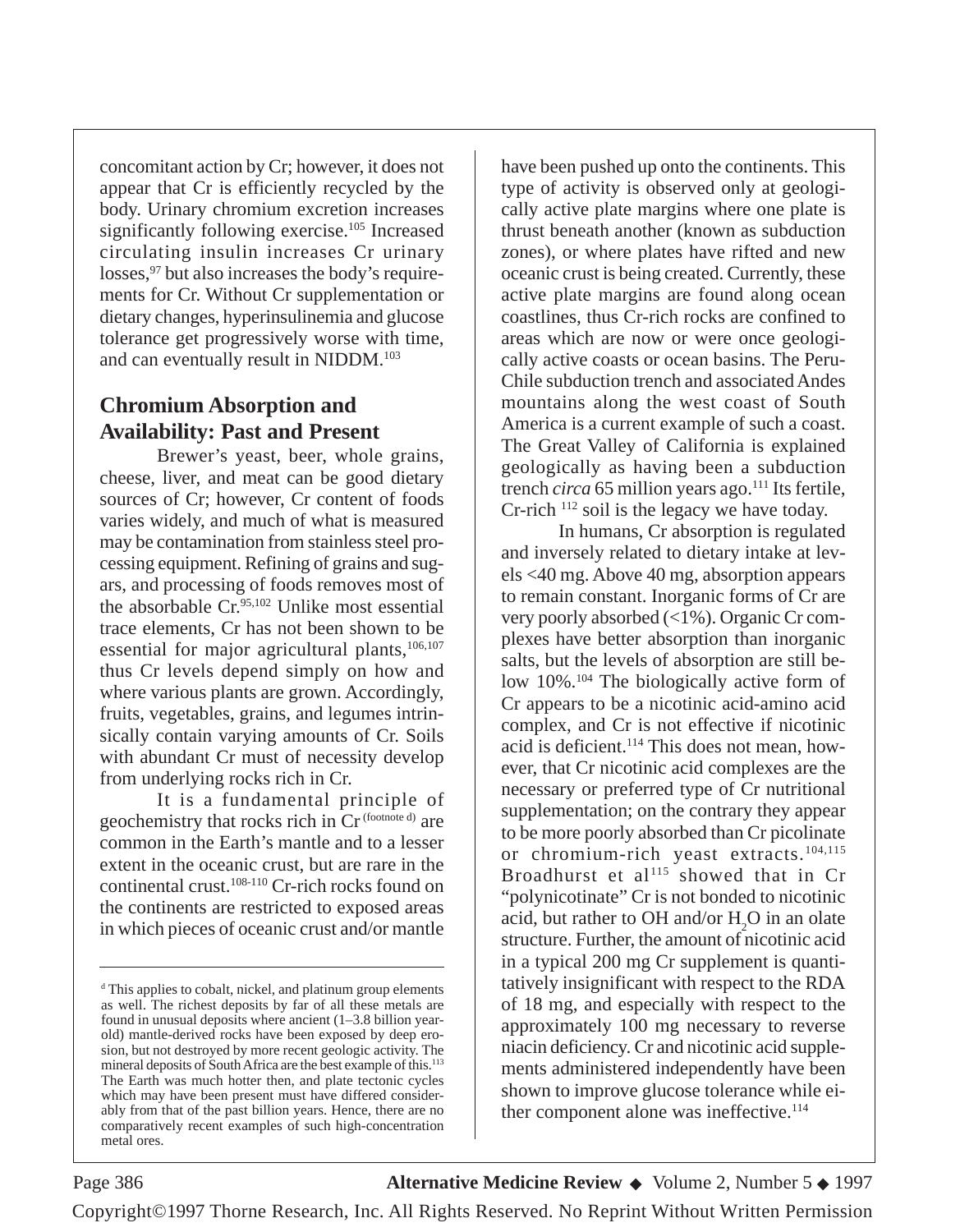concomitant action by Cr; however, it does not appear that Cr is efficiently recycled by the body. Urinary chromium excretion increases significantly following exercise.[105] Increased circulating insulin increases Cr urinary losses,[97] but also increases the body's requirements for Cr. Without Cr supplementation or dietary changes, hyperinsulinemia and glucose tolerance get progressively worse with time, and can eventually result in NIDDM.[103]

## Chromium Absorption and Availability: Past and Present

Brewer's yeast, beer, whole grains, cheese, liver, and meat can be good dietary sources of Cr; however, Cr content of foods varies widely, and much of what is measured may be contamination from stainless steel processing equipment. Refining of grains and sugars, and processing of foods removes most of the absorbable Cr.[95,102] Unlike most essential trace elements, Cr has not been shown to be essential for major agricultural plants,[106,107] thus Cr levels depend simply on how and where various plants are grown. Accordingly, fruits, vegetables, grains, and legumes intrinsically contain varying amounts of Cr. Soils with abundant Cr must of necessity develop from underlying rocks rich in Cr.

It is a fundamental principle of geochemistry that rocks rich in Cr [footnote d] are common in the Earth's mantle and to a lesser extent in the oceanic crust, but are rare in the continental crust.[108-110] Cr-rich rocks found on the continents are restricted to exposed areas in which pieces of oceanic crust and/or mantle have been pushed up onto the continents. This type of activity is observed only at geologically active plate margins where one plate is thrust beneath another (known as subduction zones), or where plates have rifted and new oceanic crust is being created. Currently, these active plate margins are found along ocean coastlines, thus Cr-rich rocks are confined to areas which are now or were once geologically active coasts or ocean basins. The Peru-Chile subduction trench and associated Andes mountains along the west coast of South America is a current example of such a coast. The Great Valley of California is explained geologically as having been a subduction trench *circa* 65 million years ago.[111] Its fertile, Cr-rich [112] soil is the legacy we have today.

In humans, Cr absorption is regulated and inversely related to dietary intake at levels <40 mg. Above 40 mg, absorption appears to remain constant. Inorganic forms of Cr are very poorly absorbed (<1%). Organic Cr complexes have better absorption than inorganic salts, but the levels of absorption are still below 10%.[104] The biologically active form of Cr appears to be a nicotinic acid-amino acid complex, and Cr is not effective if nicotinic acid is deficient.[114] This does not mean, however, that Cr nicotinic acid complexes are the necessary or preferred type of Cr nutritional supplementation; on the contrary they appear to be more poorly absorbed than Cr picolinate or chromium-rich yeast extracts.[104,115] Broadhurst et al[115] showed that in Cr "polynicotinate" Cr is not bonded to nicotinic acid, but rather to OH and/or $H_2O$ in an olate structure. Further, the amount of nicotinic acid in a typical 200 mg Cr supplement is quantitatively insignificant with respect to the RDA of 18 mg, and especially with respect to the approximately 100 mg necessary to reverse niacin deficiency. Cr and nicotinic acid supplements administered independently have been shown to improve glucose tolerance while either component alone was ineffective.[114]

---

[d] This applies to cobalt, nickel, and platinum group elements as well. The richest deposits by far of all these metals are found in unusual deposits where ancient (1–3.8 billion year-old) mantle-derived rocks have been exposed by deep erosion, but not destroyed by more recent geologic activity. The mineral deposits of South Africa are the best example of this.[113] The Earth was much hotter then, and plate tectonic cycles which may have been present must have differed considerably from that of the past billion years. Hence, there are no comparatively recent examples of such high-concentration metal ores.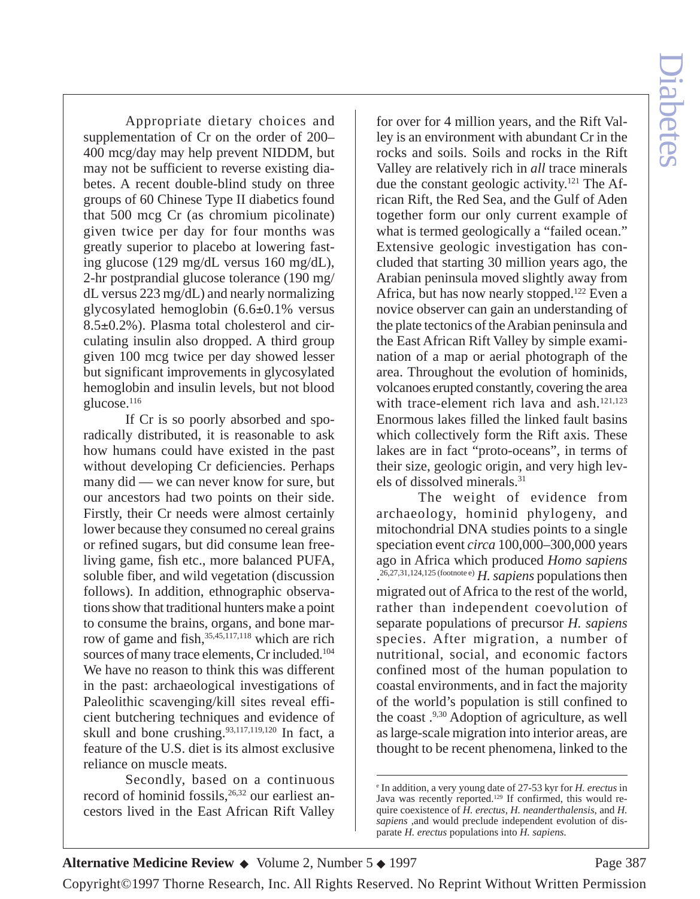Appropriate dietary choices and supplementation of Cr on the order of 200–400 mcg/day may help prevent NIDDM, but may not be sufficient to reverse existing diabetes. A recent double-blind study on three groups of 60 Chinese Type II diabetics found that 500 mcg Cr (as chromium picolinate) given twice per day for four months was greatly superior to placebo at lowering fasting glucose (129 mg/dL versus 160 mg/dL), 2-hr postprandial glucose tolerance (190 mg/dL versus 223 mg/dL) and nearly normalizing glycosylated hemoglobin (6.6±0.1% versus 8.5±0.2%). Plasma total cholesterol and circulating insulin also dropped. A third group given 100 mcg twice per day showed lesser but significant improvements in glycosylated hemoglobin and insulin levels, but not blood glucose.[116]

If Cr is so poorly absorbed and sporadically distributed, it is reasonable to ask how humans could have existed in the past without developing Cr deficiencies. Perhaps many did — we can never know for sure, but our ancestors had two points on their side. Firstly, their Cr needs were almost certainly lower because they consumed no cereal grains or refined sugars, but did consume lean free-living game, fish etc., more balanced PUFA, soluble fiber, and wild vegetation (discussion follows). In addition, ethnographic observations show that traditional hunters make a point to consume the brains, organs, and bone marrow of game and fish,[35,45,117,118] which are rich sources of many trace elements, Cr included.[104] We have no reason to think this was different in the past: archaeological investigations of Paleolithic scavenging/kill sites reveal efficient butchering techniques and evidence of skull and bone crushing.[93,117,119,120] In fact, a feature of the U.S. diet is its almost exclusive reliance on muscle meats.

Secondly, based on a continuous record of hominid fossils,[26,32] our earliest ancestors lived in the East African Rift Valley for over for 4 million years, and the Rift Valley is an environment with abundant Cr in the rocks and soils. Soils and rocks in the Rift Valley are relatively rich in *all* trace minerals due the constant geologic activity.[121] The African Rift, the Red Sea, and the Gulf of Aden together form our only current example of what is termed geologically a "failed ocean." Extensive geologic investigation has concluded that starting 30 million years ago, the Arabian peninsula moved slightly away from Africa, but has now nearly stopped.[122] Even a novice observer can gain an understanding of the plate tectonics of the Arabian peninsula and the East African Rift Valley by simple examination of a map or aerial photograph of the area. Throughout the evolution of hominids, volcanoes erupted constantly, covering the area with trace-element rich lava and ash.[121,123] Enormous lakes filled the linked fault basins which collectively form the Rift axis. These lakes are in fact "proto-oceans", in terms of their size, geologic origin, and very high levels of dissolved minerals.[31]

The weight of evidence from archaeology, hominid phylogeny, and mitochondrial DNA studies points to a single speciation event *circa* 100,000–300,000 years ago in Africa which produced *Homo sapiens*.[26,27,31,124,125 (footnote e)] *H. sapiens* populations then migrated out of Africa to the rest of the world, rather than independent coevolution of separate populations of precursor *H. sapiens* species. After migration, a number of nutritional, social, and economic factors confined most of the human population to coastal environments, and in fact the majority of the world's population is still confined to the coast.[9,30] Adoption of agriculture, as well as large-scale migration into interior areas, are thought to be recent phenomena, linked to the

[e] In addition, a very young date of 27-53 kyr for *H. erectus* in Java was recently reported.[129] If confirmed, this would require coexistence of *H. erectus*, *H. neanderthalensis*, and *H. sapiens*, and would preclude independent evolution of disparate *H. erectus* populations into *H. sapiens*.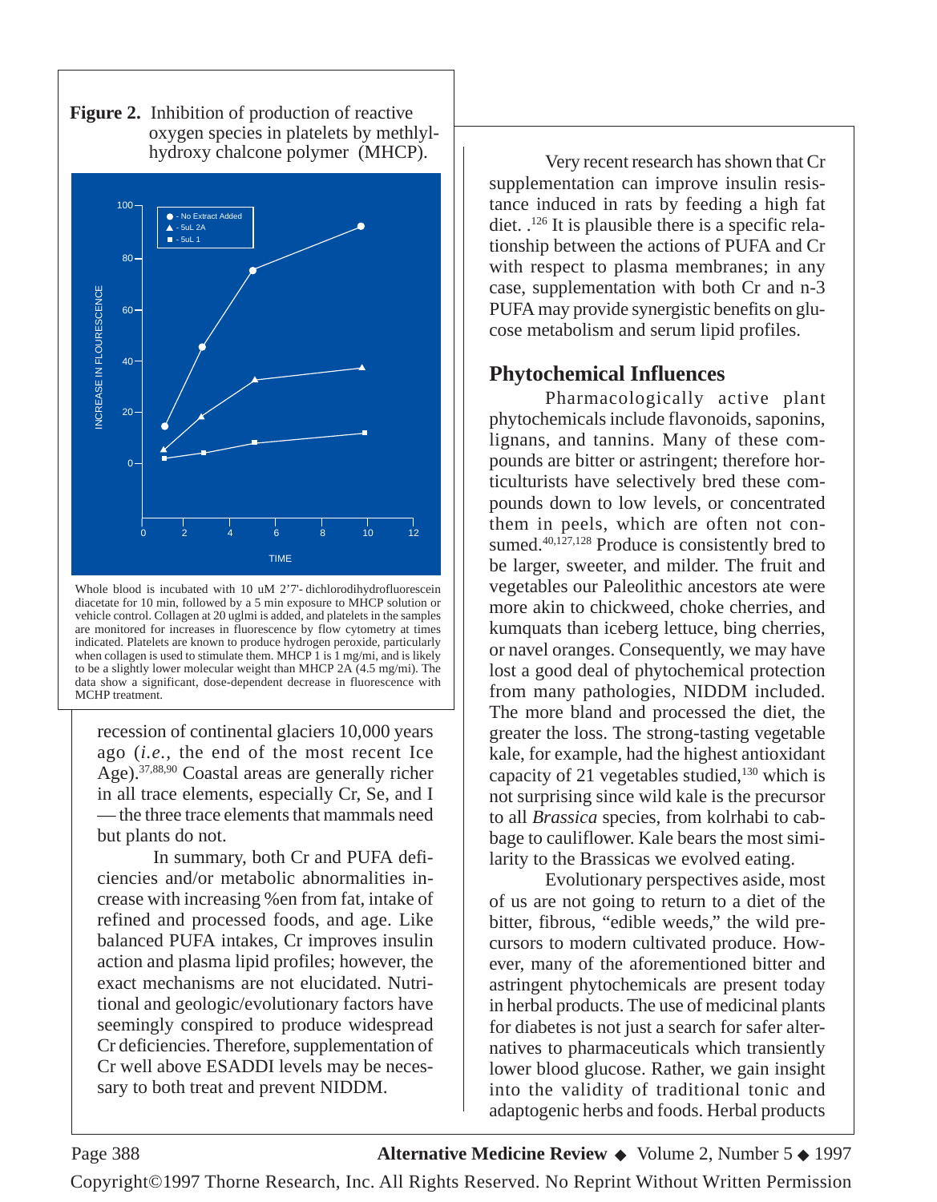**Figure 2.** Inhibition of production of reactive oxygen species in platelets by methlyl-hydroxy chalcone polymer (MHCP).

Whole blood is incubated with 10 uM 2'7'- dichlorodihydrofluorescein diacetate for 10 min, followed by a 5 min exposure to MHCP solution or vehicle control. Collagen at 20 uglmi is added, and platelets in the samples are monitored for increases in fluorescence by flow cytometry at times indicated. Platelets are known to produce hydrogen peroxide, particularly when collagen is used to stimulate them. MHCP 1 is 1 mg/mi, and is likely to be a slightly lower molecular weight than MHCP 2A (4.5 mg/mi). The data show a significant, dose-dependent decrease in fluorescence with MCHP treatment.

recession of continental glaciers 10,000 years ago (*i.e.*, the end of the most recent Ice Age).[37,88,90] Coastal areas are generally richer in all trace elements, especially Cr, Se, and I — the three trace elements that mammals need but plants do not.

In summary, both Cr and PUFA deficiencies and/or metabolic abnormalities increase with increasing %en from fat, intake of refined and processed foods, and age. Like balanced PUFA intakes, Cr improves insulin action and plasma lipid profiles; however, the exact mechanisms are not elucidated. Nutritional and geologic/evolutionary factors have seemingly conspired to produce widespread Cr deficiencies. Therefore, supplementation of Cr well above ESADDI levels may be necessary to both treat and prevent NIDDM.

Very recent research has shown that Cr supplementation can improve insulin resistance induced in rats by feeding a high fat diet. .[126] It is plausible there is a specific relationship between the actions of PUFA and Cr with respect to plasma membranes; in any case, supplementation with both Cr and n-3 PUFA may provide synergistic benefits on glucose metabolism and serum lipid profiles.

## Phytochemical Influences

Pharmacologically active plant phytochemicals include flavonoids, saponins, lignans, and tannins. Many of these compounds are bitter or astringent; therefore horticulturists have selectively bred these compounds down to low levels, or concentrated them in peels, which are often not consumed.[40,127,128] Produce is consistently bred to be larger, sweeter, and milder. The fruit and vegetables our Paleolithic ancestors ate were more akin to chickweed, choke cherries, and kumquats than iceberg lettuce, bing cherries, or navel oranges. Consequently, we may have lost a good deal of phytochemical protection from many pathologies, NIDDM included. The more bland and processed the diet, the greater the loss. The strong-tasting vegetable kale, for example, had the highest antioxidant capacity of 21 vegetables studied,[130] which is not surprising since wild kale is the precursor to all *Brassica* species, from kolrhabi to cabbage to cauliflower. Kale bears the most similarity to the Brassicas we evolved eating.

Evolutionary perspectives aside, most of us are not going to return to a diet of the bitter, fibrous, "edible weeds," the wild precursors to modern cultivated produce. However, many of the aforementioned bitter and astringent phytochemicals are present today in herbal products. The use of medicinal plants for diabetes is not just a search for safer alternatives to pharmaceuticals which transiently lower blood glucose. Rather, we gain insight into the validity of traditional tonic and adaptogenic herbs and foods. Herbal products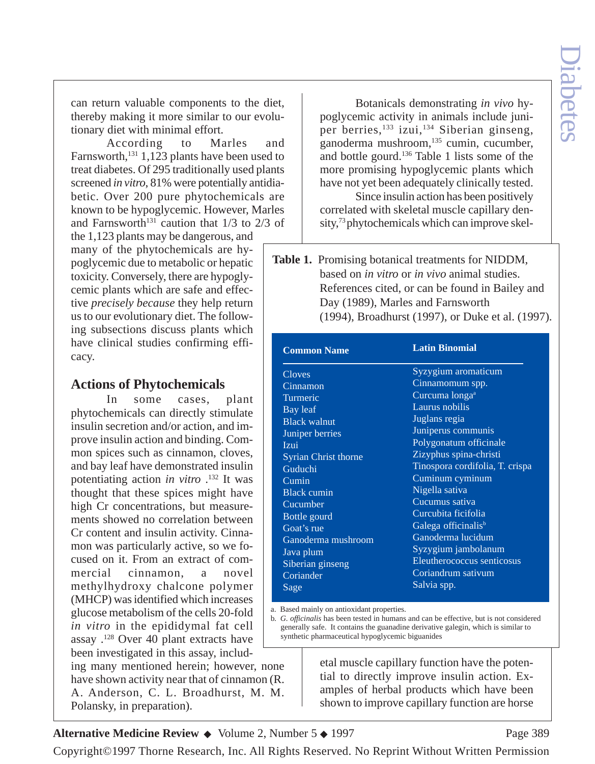can return valuable components to the diet, thereby making it more similar to our evolutionary diet with minimal effort.

According to Marles and Farnsworth,[131] 1,123 plants have been used to treat diabetes. Of 295 traditionally used plants screened *in vitro*, 81% were potentially antidiabetic. Over 200 pure phytochemicals are known to be hypoglycemic. However, Marles and Farnsworth[131] caution that 1/3 to 2/3 of the 1,123 plants may be dangerous, and many of the phytochemicals are hypoglycemic due to metabolic or hepatic toxicity. Conversely, there are hypoglycemic plants which are safe and effective *precisely because* they help return us to our evolutionary diet. The following subsections discuss plants which have clinical studies confirming efficacy.

## Actions of Phytochemicals

In some cases, plant phytochemicals can directly stimulate insulin secretion and/or action, and improve insulin action and binding. Common spices such as cinnamon, cloves, and bay leaf have demonstrated insulin potentiating action *in vitro*.[132] It was thought that these spices might have high Cr concentrations, but measurements showed no correlation between Cr content and insulin activity. Cinnamon was particularly active, so we focused on it. From an extract of commercial cinnamon, a novel methylhydroxy chalcone polymer (MHCP) was identified which increases glucose metabolism of the cells 20-fold *in vitro* in the epididymal fat cell assay.[128] Over 40 plant extracts have been investigated in this assay, including many mentioned herein; however, none have shown activity near that of cinnamon (R. A. Anderson, C. L. Broadhurst, M. M. Polansky, in preparation).

Botanicals demonstrating *in vivo* hypoglycemic activity in animals include juniper berries,[133] izui,[134] Siberian ginseng, ganoderma mushroom,[135] cumin, cucumber, and bottle gourd.[136] Table 1 lists some of the more promising hypoglycemic plants which have not yet been adequately clinically tested.

Since insulin action has been positively correlated with skeletal muscle capillary density,[73] phytochemicals which can improve skeletal muscle capillary function have the potential to directly improve insulin action. Examples of herbal products which have been shown to improve capillary function are horse

**Table 1.** Promising botanical treatments for NIDDM, based on *in vitro* or *in vivo* animal studies. References cited, or can be found in Bailey and Day (1989), Marles and Farnsworth (1994), Broadhurst (1997), or Duke et al. (1997).

| Common Name | Latin Binomial |
|---|---|
| Cloves | Syzygium aromaticum |
| Cinnamon | Cinnamomum spp. |
| Turmeric | Curcuma longa[a] |
| Bay leaf | Laurus nobilis |
| Black walnut | Juglans regia |
| Juniper berries | Juniperus communis |
| Izui | Polygonatum officinale |
| Syrian Christ thorne | Zizyphus spina-christi |
| Guduchi | Tinospora cordifolia, T. crispa |
| Cumin | Cuminum cyminum |
| Black cumin | Nigella sativa |
| Cucumber | Cucumus sativa |
| Bottle gourd | Curcubita ficifolia |
| Goat's rue | Galega officinalis[b] |
| Ganoderma mushroom | Ganoderma lucidum |
| Java plum | Syzygium jambolanum |
| Siberian ginseng | Eleutherococcus senticosus |
| Coriander | Coriandrum sativum |
| Sage | Salvia spp. |

a. Based mainly on antioxidant properties.
b. *G. officinalis* has been tested in humans and can be effective, but is not considered generally safe. It contains the guanadine derivative galegin, which is similar to synthetic pharmaceutical hypoglycemic biguanides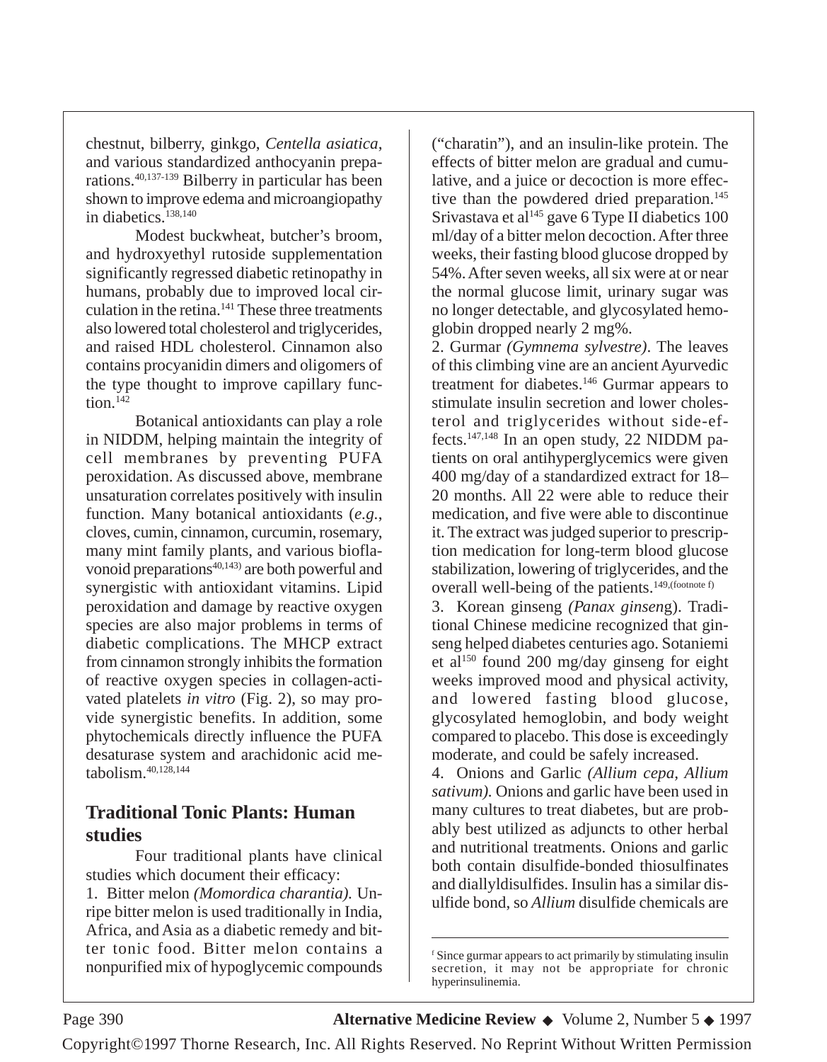chestnut, bilberry, ginkgo, *Centella asiatica*, and various standardized anthocyanin preparations.[40,137-139] Bilberry in particular has been shown to improve edema and microangiopathy in diabetics.[138,140]

Modest buckwheat, butcher's broom, and hydroxyethyl rutoside supplementation significantly regressed diabetic retinopathy in humans, probably due to improved local circulation in the retina.[141] These three treatments also lowered total cholesterol and triglycerides, and raised HDL cholesterol. Cinnamon also contains procyanidin dimers and oligomers of the type thought to improve capillary function.[142]

Botanical antioxidants can play a role in NIDDM, helping maintain the integrity of cell membranes by preventing PUFA peroxidation. As discussed above, membrane unsaturation correlates positively with insulin function. Many botanical antioxidants (*e.g.*, cloves, cumin, cinnamon, curcumin, rosemary, many mint family plants, and various bioflavonoid preparations[40,143]) are both powerful and synergistic with antioxidant vitamins. Lipid peroxidation and damage by reactive oxygen species are also major problems in terms of diabetic complications. The MHCP extract from cinnamon strongly inhibits the formation of reactive oxygen species in collagen-activated platelets *in vitro* (Fig. 2), so may provide synergistic benefits. In addition, some phytochemicals directly influence the PUFA desaturase system and arachidonic acid metabolism.[40,128,144]

## Traditional Tonic Plants: Human studies

Four traditional plants have clinical studies which document their efficacy:

1. Bitter melon *(Momordica charantia).* Unripe bitter melon is used traditionally in India, Africa, and Asia as a diabetic remedy and bitter tonic food. Bitter melon contains a nonpurified mix of hypoglycemic compounds ("charatin"), and an insulin-like protein. The effects of bitter melon are gradual and cumulative, and a juice or decoction is more effective than the powdered dried preparation.[145] Srivastava et al[145] gave 6 Type II diabetics 100 ml/day of a bitter melon decoction. After three weeks, their fasting blood glucose dropped by 54%. After seven weeks, all six were at or near the normal glucose limit, urinary sugar was no longer detectable, and glycosylated hemoglobin dropped nearly 2 mg%.

2. Gurmar *(Gymnema sylvestre)*. The leaves of this climbing vine are an ancient Ayurvedic treatment for diabetes.[146] Gurmar appears to stimulate insulin secretion and lower cholesterol and triglycerides without side-effects.[147,148] In an open study, 22 NIDDM patients on oral antihyperglycemics were given 400 mg/day of a standardized extract for 18–20 months. All 22 were able to reduce their medication, and five were able to discontinue it. The extract was judged superior to prescription medication for long-term blood glucose stabilization, lowering of triglycerides, and the overall well-being of the patients.[149,(footnote f)]

3. Korean ginseng *(Panax ginseng)*. Traditional Chinese medicine recognized that ginseng helped diabetes centuries ago. Sotaniemi et al[150] found 200 mg/day ginseng for eight weeks improved mood and physical activity, and lowered fasting blood glucose, glycosylated hemoglobin, and body weight compared to placebo. This dose is exceedingly moderate, and could be safely increased.

4. Onions and Garlic *(Allium cepa, Allium sativum).* Onions and garlic have been used in many cultures to treat diabetes, but are probably best utilized as adjuncts to other herbal and nutritional treatments. Onions and garlic both contain disulfide-bonded thiosulfinates and diallyldisulfides. Insulin has a similar disulfide bond, so *Allium* disulfide chemicals are

---

[f] Since gurmar appears to act primarily by stimulating insulin secretion, it may not be appropriate for chronic hyperinsulinemia.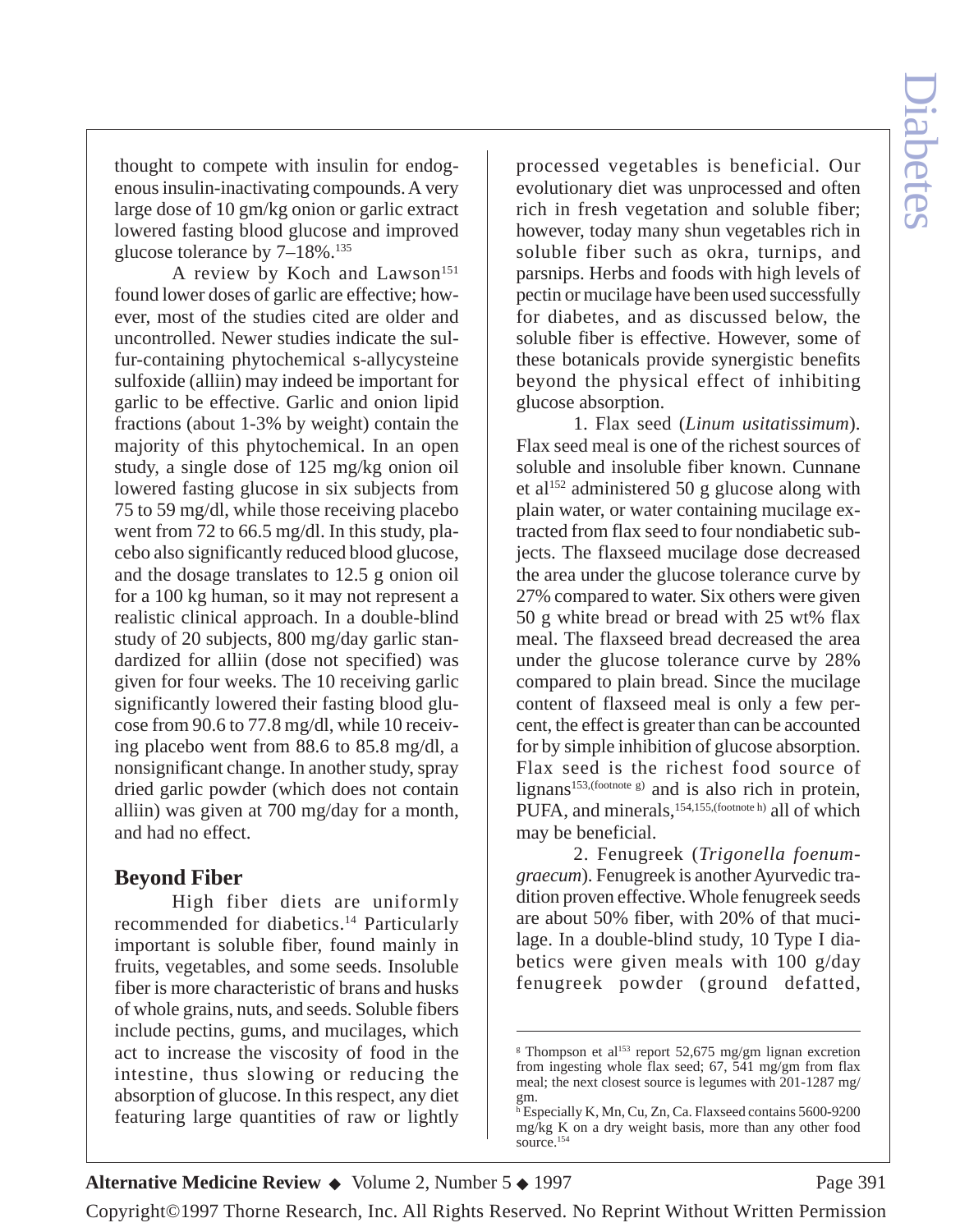thought to compete with insulin for endogenous insulin-inactivating compounds. A very large dose of 10 gm/kg onion or garlic extract lowered fasting blood glucose and improved glucose tolerance by 7–18%.[135]

A review by Koch and Lawson[151] found lower doses of garlic are effective; however, most of the studies cited are older and uncontrolled. Newer studies indicate the sulfur-containing phytochemical s-allycysteine sulfoxide (alliin) may indeed be important for garlic to be effective. Garlic and onion lipid fractions (about 1-3% by weight) contain the majority of this phytochemical. In an open study, a single dose of 125 mg/kg onion oil lowered fasting glucose in six subjects from 75 to 59 mg/dl, while those receiving placebo went from 72 to 66.5 mg/dl. In this study, placebo also significantly reduced blood glucose, and the dosage translates to 12.5 g onion oil for a 100 kg human, so it may not represent a realistic clinical approach. In a double-blind study of 20 subjects, 800 mg/day garlic standardized for alliin (dose not specified) was given for four weeks. The 10 receiving garlic significantly lowered their fasting blood glucose from 90.6 to 77.8 mg/dl, while 10 receiving placebo went from 88.6 to 85.8 mg/dl, a nonsignificant change. In another study, spray dried garlic powder (which does not contain alliin) was given at 700 mg/day for a month, and had no effect.

## Beyond Fiber

High fiber diets are uniformly recommended for diabetics.[14] Particularly important is soluble fiber, found mainly in fruits, vegetables, and some seeds. Insoluble fiber is more characteristic of brans and husks of whole grains, nuts, and seeds. Soluble fibers include pectins, gums, and mucilages, which act to increase the viscosity of food in the intestine, thus slowing or reducing the absorption of glucose. In this respect, any diet featuring large quantities of raw or lightly processed vegetables is beneficial. Our evolutionary diet was unprocessed and often rich in fresh vegetation and soluble fiber; however, today many shun vegetables rich in soluble fiber such as okra, turnips, and parsnips. Herbs and foods with high levels of pectin or mucilage have been used successfully for diabetes, and as discussed below, the soluble fiber is effective. However, some of these botanicals provide synergistic benefits beyond the physical effect of inhibiting glucose absorption.

1. Flax seed (*Linum usitatissimum*). Flax seed meal is one of the richest sources of soluble and insoluble fiber known. Cunnane et al[152] administered 50 g glucose along with plain water, or water containing mucilage extracted from flax seed to four nondiabetic subjects. The flaxseed mucilage dose decreased the area under the glucose tolerance curve by 27% compared to water. Six others were given 50 g white bread or bread with 25 wt% flax meal. The flaxseed bread decreased the area under the glucose tolerance curve by 28% compared to plain bread. Since the mucilage content of flaxseed meal is only a few percent, the effect is greater than can be accounted for by simple inhibition of glucose absorption. Flax seed is the richest food source of lignans[153,(footnote g)] and is also rich in protein, PUFA, and minerals,[154,155,(footnote h)] all of which may be beneficial.

2. Fenugreek (*Trigonella foenum-graecum*). Fenugreek is another Ayurvedic tradition proven effective. Whole fenugreek seeds are about 50% fiber, with 20% of that mucilage. In a double-blind study, 10 Type I diabetics were given meals with 100 g/day fenugreek powder (ground defatted,

---

[g] Thompson et al[153] report 52,675 mg/gm lignan excretion from ingesting whole flax seed; 67, 541 mg/gm from flax meal; the next closest source is legumes with 201-1287 mg/gm.

[h] Especially K, Mn, Cu, Zn, Ca. Flaxseed contains 5600-9200 mg/kg K on a dry weight basis, more than any other food source.[154]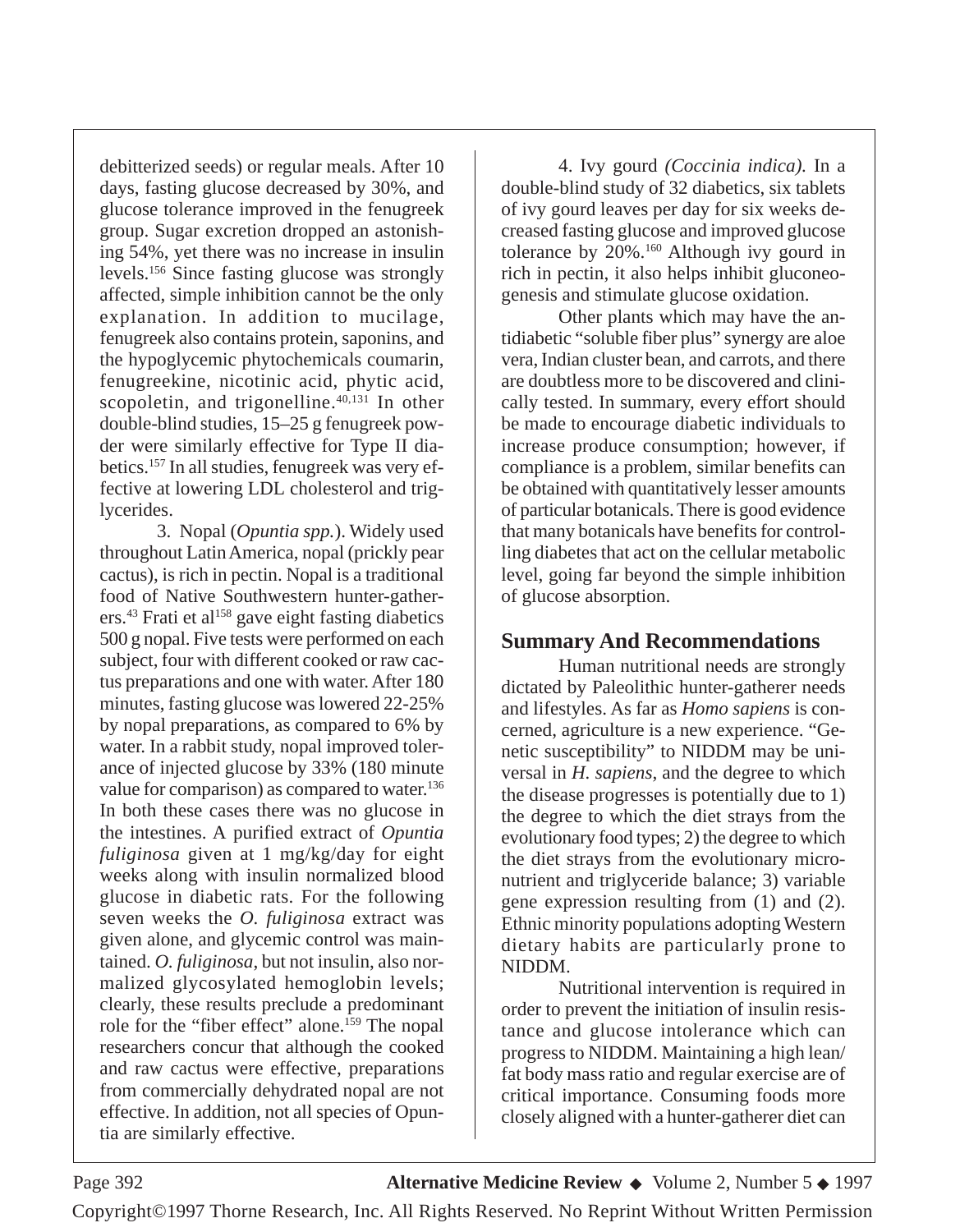debitterized seeds) or regular meals. After 10 days, fasting glucose decreased by 30%, and glucose tolerance improved in the fenugreek group. Sugar excretion dropped an astonishing 54%, yet there was no increase in insulin levels.[156] Since fasting glucose was strongly affected, simple inhibition cannot be the only explanation. In addition to mucilage, fenugreek also contains protein, saponins, and the hypoglycemic phytochemicals coumarin, fenugreekine, nicotinic acid, phytic acid, scopoletin, and trigonelline.[40,131] In other double-blind studies, 15–25 g fenugreek powder were similarly effective for Type II diabetics.[157] In all studies, fenugreek was very effective at lowering LDL cholesterol and triglycerides.

3. Nopal (*Opuntia spp.*). Widely used throughout Latin America, nopal (prickly pear cactus), is rich in pectin. Nopal is a traditional food of Native Southwestern hunter-gatherers.[43] Frati et al[158] gave eight fasting diabetics 500 g nopal. Five tests were performed on each subject, four with different cooked or raw cactus preparations and one with water. After 180 minutes, fasting glucose was lowered 22-25% by nopal preparations, as compared to 6% by water. In a rabbit study, nopal improved tolerance of injected glucose by 33% (180 minute value for comparison) as compared to water.[136] In both these cases there was no glucose in the intestines. A purified extract of *Opuntia fuliginosa* given at 1 mg/kg/day for eight weeks along with insulin normalized blood glucose in diabetic rats. For the following seven weeks the *O. fuliginosa* extract was given alone, and glycemic control was maintained. *O. fuliginosa*, but not insulin, also normalized glycosylated hemoglobin levels; clearly, these results preclude a predominant role for the "fiber effect" alone.[159] The nopal researchers concur that although the cooked and raw cactus were effective, preparations from commercially dehydrated nopal are not effective. In addition, not all species of Opuntia are similarly effective.

4. Ivy gourd *(Coccinia indica).* In a double-blind study of 32 diabetics, six tablets of ivy gourd leaves per day for six weeks decreased fasting glucose and improved glucose tolerance by 20%.[160] Although ivy gourd in rich in pectin, it also helps inhibit gluconeogenesis and stimulate glucose oxidation.

Other plants which may have the antidiabetic "soluble fiber plus" synergy are aloe vera, Indian cluster bean, and carrots, and there are doubtless more to be discovered and clinically tested. In summary, every effort should be made to encourage diabetic individuals to increase produce consumption; however, if compliance is a problem, similar benefits can be obtained with quantitatively lesser amounts of particular botanicals. There is good evidence that many botanicals have benefits for controlling diabetes that act on the cellular metabolic level, going far beyond the simple inhibition of glucose absorption.

## Summary And Recommendations

Human nutritional needs are strongly dictated by Paleolithic hunter-gatherer needs and lifestyles. As far as *Homo sapiens* is concerned, agriculture is a new experience. "Genetic susceptibility" to NIDDM may be universal in *H. sapiens,* and the degree to which the disease progresses is potentially due to 1) the degree to which the diet strays from the evolutionary food types; 2) the degree to which the diet strays from the evolutionary micronutrient and triglyceride balance; 3) variable gene expression resulting from (1) and (2). Ethnic minority populations adopting Western dietary habits are particularly prone to NIDDM.

Nutritional intervention is required in order to prevent the initiation of insulin resistance and glucose intolerance which can progress to NIDDM. Maintaining a high lean/fat body mass ratio and regular exercise are of critical importance. Consuming foods more closely aligned with a hunter-gatherer diet can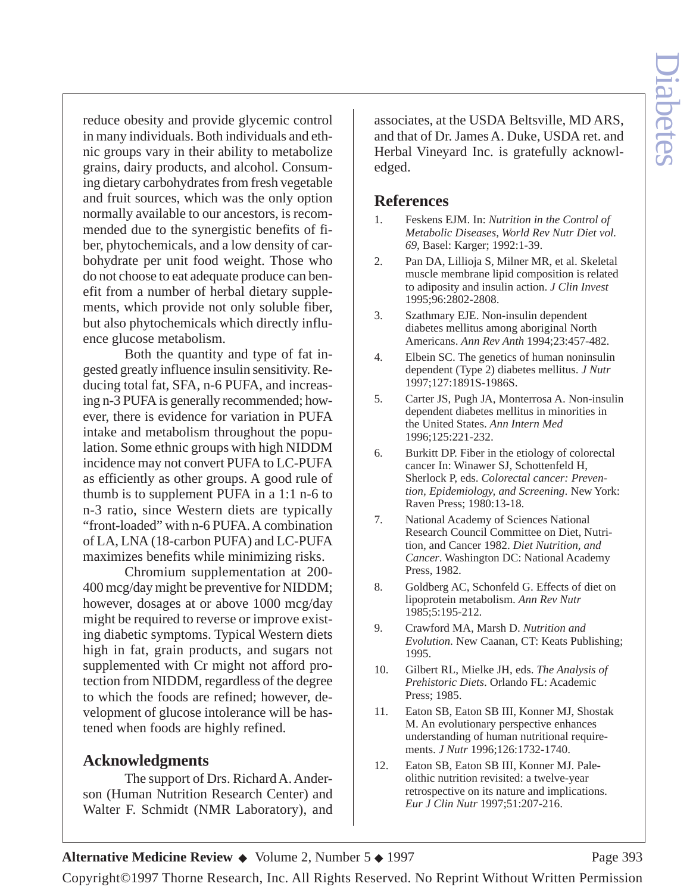reduce obesity and provide glycemic control in many individuals. Both individuals and ethnic groups vary in their ability to metabolize grains, dairy products, and alcohol. Consuming dietary carbohydrates from fresh vegetable and fruit sources, which was the only option normally available to our ancestors, is recommended due to the synergistic benefits of fiber, phytochemicals, and a low density of carbohydrate per unit food weight. Those who do not choose to eat adequate produce can benefit from a number of herbal dietary supplements, which provide not only soluble fiber, but also phytochemicals which directly influence glucose metabolism.

Both the quantity and type of fat ingested greatly influence insulin sensitivity. Reducing total fat, SFA, n-6 PUFA, and increasing n-3 PUFA is generally recommended; however, there is evidence for variation in PUFA intake and metabolism throughout the population. Some ethnic groups with high NIDDM incidence may not convert PUFA to LC-PUFA as efficiently as other groups. A good rule of thumb is to supplement PUFA in a 1:1 n-6 to n-3 ratio, since Western diets are typically "front-loaded" with n-6 PUFA. A combination of LA, LNA (18-carbon PUFA) and LC-PUFA maximizes benefits while minimizing risks.

Chromium supplementation at 200-400 mcg/day might be preventive for NIDDM; however, dosages at or above 1000 mcg/day might be required to reverse or improve existing diabetic symptoms. Typical Western diets high in fat, grain products, and sugars not supplemented with Cr might not afford protection from NIDDM, regardless of the degree to which the foods are refined; however, development of glucose intolerance will be hastened when foods are highly refined.

## Acknowledgments

The support of Drs. Richard A. Anderson (Human Nutrition Research Center) and Walter F. Schmidt (NMR Laboratory), and associates, at the USDA Beltsville, MD ARS, and that of Dr. James A. Duke, USDA ret. and Herbal Vineyard Inc. is gratefully acknowledged.

## References

1. Feskens EJM. In: *Nutrition in the Control of Metabolic Diseases, World Rev Nutr Diet vol. 69*, Basel: Karger; 1992:1-39.
2. Pan DA, Lillioja S, Milner MR, et al. Skeletal muscle membrane lipid composition is related to adiposity and insulin action. *J Clin Invest* 1995;96:2802-2808.
3. Szathmary EJE. Non-insulin dependent diabetes mellitus among aboriginal North Americans. *Ann Rev Anth* 1994;23:457-482.
4. Elbein SC. The genetics of human noninsulin dependent (Type 2) diabetes mellitus. *J Nutr* 1997;127:1891S-1986S.
5. Carter JS, Pugh JA, Monterrosa A. Non-insulin dependent diabetes mellitus in minorities in the United States. *Ann Intern Med* 1996;125:221-232.
6. Burkitt DP. Fiber in the etiology of colorectal cancer In: Winawer SJ, Schottenfeld H, Sherlock P, eds. *Colorectal cancer: Prevention, Epidemiology, and Screening*. New York: Raven Press; 1980:13-18.
7. National Academy of Sciences National Research Council Committee on Diet, Nutrition, and Cancer 1982. *Diet Nutrition, and Cancer*. Washington DC: National Academy Press, 1982.
8. Goldberg AC, Schonfeld G. Effects of diet on lipoprotein metabolism. *Ann Rev Nutr* 1985;5:195-212.
9. Crawford MA, Marsh D. *Nutrition and Evolution.* New Caanan, CT: Keats Publishing; 1995.
10. Gilbert RL, Mielke JH, eds. *The Analysis of Prehistoric Diets*. Orlando FL: Academic Press; 1985.
11. Eaton SB, Eaton SB III, Konner MJ, Shostak M. An evolutionary perspective enhances understanding of human nutritional requirements. *J Nutr* 1996;126:1732-1740.
12. Eaton SB, Eaton SB III, Konner MJ. Paleolithic nutrition revisited: a twelve-year retrospective on its nature and implications. *Eur J Clin Nutr* 1997;51:207-216.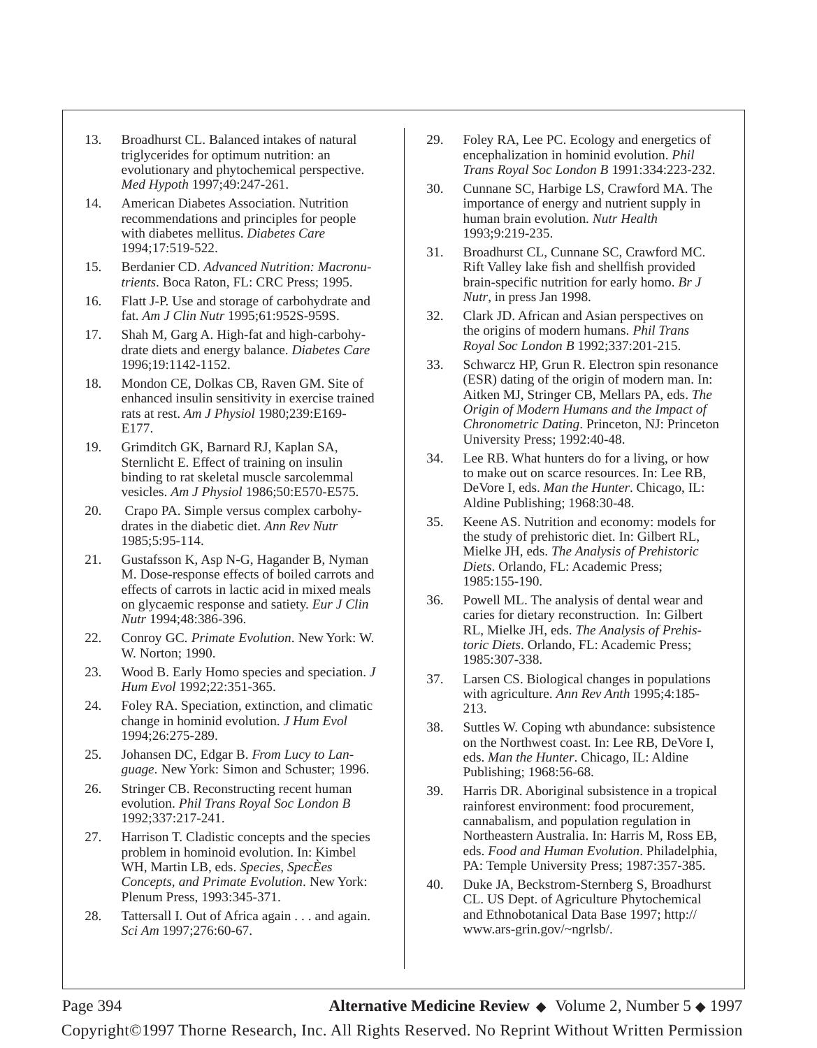13. Broadhurst CL. Balanced intakes of natural triglycerides for optimum nutrition: an evolutionary and phytochemical perspective. *Med Hypoth* 1997;49:247-261.
14. American Diabetes Association. Nutrition recommendations and principles for people with diabetes mellitus. *Diabetes Care* 1994;17:519-522.
15. Berdanier CD. *Advanced Nutrition: Macronutrients*. Boca Raton, FL: CRC Press; 1995.
16. Flatt J-P. Use and storage of carbohydrate and fat. *Am J Clin Nutr* 1995;61:952S-959S.
17. Shah M, Garg A. High-fat and high-carbohydrate diets and energy balance. *Diabetes Care* 1996;19:1142-1152.
18. Mondon CE, Dolkas CB, Raven GM. Site of enhanced insulin sensitivity in exercise trained rats at rest. *Am J Physiol* 1980;239:E169-E177.
19. Grimditch GK, Barnard RJ, Kaplan SA, Sternlicht E. Effect of training on insulin binding to rat skeletal muscle sarcolemmal vesicles. *Am J Physiol* 1986;50:E570-E575.
20. Crapo PA. Simple versus complex carbohydrates in the diabetic diet. *Ann Rev Nutr* 1985;5:95-114.
21. Gustafsson K, Asp N-G, Hagander B, Nyman M. Dose-response effects of boiled carrots and effects of carrots in lactic acid in mixed meals on glycaemic response and satiety. *Eur J Clin Nutr* 1994;48:386-396.
22. Conroy GC. *Primate Evolution*. New York: W. W. Norton; 1990.
23. Wood B. Early Homo species and speciation. *J Hum Evol* 1992;22:351-365.
24. Foley RA. Speciation, extinction, and climatic change in hominid evolution. *J Hum Evol* 1994;26:275-289.
25. Johansen DC, Edgar B. *From Lucy to Language*. New York: Simon and Schuster; 1996.
26. Stringer CB. Reconstructing recent human evolution. *Phil Trans Royal Soc London B* 1992;337:217-241.
27. Harrison T. Cladistic concepts and the species problem in hominoid evolution. In: Kimbel WH, Martin LB, eds. *Species, SpecÈes Concepts, and Primate Evolution*. New York: Plenum Press, 1993:345-371.
28. Tattersall I. Out of Africa again . . . and again. *Sci Am* 1997;276:60-67.
29. Foley RA, Lee PC. Ecology and energetics of encephalization in hominid evolution. *Phil Trans Royal Soc London B* 1991:334:223-232.
30. Cunnane SC, Harbige LS, Crawford MA. The importance of energy and nutrient supply in human brain evolution. *Nutr Health* 1993;9:219-235.
31. Broadhurst CL, Cunnane SC, Crawford MC. Rift Valley lake fish and shellfish provided brain-specific nutrition for early homo. *Br J Nutr*, in press Jan 1998.
32. Clark JD. African and Asian perspectives on the origins of modern humans. *Phil Trans Royal Soc London B* 1992;337:201-215.
33. Schwarcz HP, Grun R. Electron spin resonance (ESR) dating of the origin of modern man. In: Aitken MJ, Stringer CB, Mellars PA, eds. *The Origin of Modern Humans and the Impact of Chronometric Dating*. Princeton, NJ: Princeton University Press; 1992:40-48.
34. Lee RB. What hunters do for a living, or how to make out on scarce resources. In: Lee RB, DeVore I, eds. *Man the Hunter*. Chicago, IL: Aldine Publishing; 1968:30-48.
35. Keene AS. Nutrition and economy: models for the study of prehistoric diet. In: Gilbert RL, Mielke JH, eds. *The Analysis of Prehistoric Diets*. Orlando, FL: Academic Press; 1985:155-190.
36. Powell ML. The analysis of dental wear and caries for dietary reconstruction. In: Gilbert RL, Mielke JH, eds. *The Analysis of Prehistoric Diets*. Orlando, FL: Academic Press; 1985:307-338.
37. Larsen CS. Biological changes in populations with agriculture. *Ann Rev Anth* 1995;4:185-213.
38. Suttles W. Coping wth abundance: subsistence on the Northwest coast. In: Lee RB, DeVore I, eds. *Man the Hunter*. Chicago, IL: Aldine Publishing; 1968:56-68.
39. Harris DR. Aboriginal subsistence in a tropical rainforest environment: food procurement, cannabalism, and population regulation in Northeastern Australia. In: Harris M, Ross EB, eds. *Food and Human Evolution*. Philadelphia, PA: Temple University Press; 1987:357-385.
40. Duke JA, Beckstrom-Sternberg S, Broadhurst CL. US Dept. of Agriculture Phytochemical and Ethnobotanical Data Base 1997; http://www.ars-grin.gov/~ngrlsb/.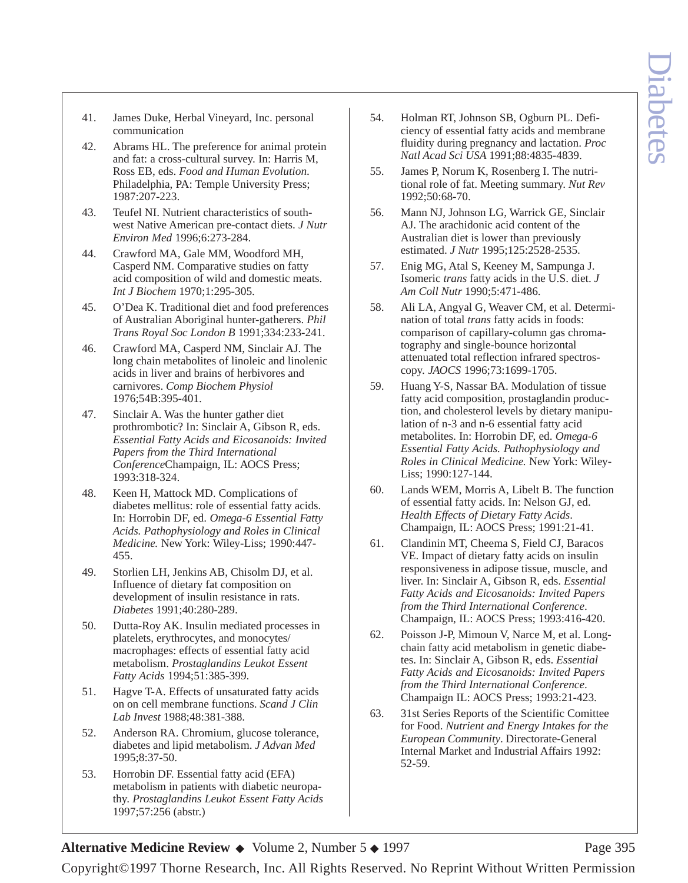41. James Duke, Herbal Vineyard, Inc. personal communication

42. Abrams HL. The preference for animal protein and fat: a cross-cultural survey. In: Harris M, Ross EB, eds. *Food and Human Evolution.* Philadelphia, PA: Temple University Press; 1987:207-223.

43. Teufel NI. Nutrient characteristics of southwest Native American pre-contact diets. *J Nutr Environ Med* 1996;6:273-284.

44. Crawford MA, Gale MM, Woodford MH, Casperd NM. Comparative studies on fatty acid composition of wild and domestic meats. *Int J Biochem* 1970;1:295-305.

45. O'Dea K. Traditional diet and food preferences of Australian Aboriginal hunter-gatherers. *Phil Trans Royal Soc London B* 1991;334:233-241.

46. Crawford MA, Casperd NM, Sinclair AJ. The long chain metabolites of linoleic and linolenic acids in liver and brains of herbivores and carnivores. *Comp Biochem Physiol* 1976;54B:395-401.

47. Sinclair A. Was the hunter gather diet prothrombotic? In: Sinclair A, Gibson R, eds. *Essential Fatty Acids and Eicosanoids: Invited Papers from the Third International Conference*Champaign, IL: AOCS Press; 1993:318-324.

48. Keen H, Mattock MD. Complications of diabetes mellitus: role of essential fatty acids. In: Horrobin DF, ed. *Omega-6 Essential Fatty Acids. Pathophysiology and Roles in Clinical Medicine.* New York: Wiley-Liss; 1990:447-455.

49. Storlien LH, Jenkins AB, Chisolm DJ, et al. Influence of dietary fat composition on development of insulin resistance in rats. *Diabetes* 1991;40:280-289.

50. Dutta-Roy AK. Insulin mediated processes in platelets, erythrocytes, and monocytes/macrophages: effects of essential fatty acid metabolism. *Prostaglandins Leukot Essent Fatty Acids* 1994;51:385-399.

51. Hagve T-A. Effects of unsaturated fatty acids on on cell membrane functions. *Scand J Clin Lab Invest* 1988;48:381-388.

52. Anderson RA. Chromium, glucose tolerance, diabetes and lipid metabolism. *J Advan Med* 1995;8:37-50.

53. Horrobin DF. Essential fatty acid (EFA) metabolism in patients with diabetic neuropathy. *Prostaglandins Leukot Essent Fatty Acids* 1997;57:256 (abstr.)

54. Holman RT, Johnson SB, Ogburn PL. Deficiency of essential fatty acids and membrane fluidity during pregnancy and lactation. *Proc Natl Acad Sci USA* 1991;88:4835-4839.

55. James P, Norum K, Rosenberg I. The nutritional role of fat. Meeting summary. *Nut Rev* 1992;50:68-70.

56. Mann NJ, Johnson LG, Warrick GE, Sinclair AJ. The arachidonic acid content of the Australian diet is lower than previously estimated. *J Nutr* 1995;125:2528-2535.

57. Enig MG, Atal S, Keeney M, Sampunga J. Isomeric *trans* fatty acids in the U.S. diet. *J Am Coll Nutr* 1990;5:471-486.

58. Ali LA, Angyal G, Weaver CM, et al. Determination of total *trans* fatty acids in foods: comparison of capillary-column gas chromatography and single-bounce horizontal attenuated total reflection infrared spectroscopy. *JAOCS* 1996;73:1699-1705.

59. Huang Y-S, Nassar BA. Modulation of tissue fatty acid composition, prostaglandin production, and cholesterol levels by dietary manipulation of n-3 and n-6 essential fatty acid metabolites. In: Horrobin DF, ed. *Omega-6 Essential Fatty Acids. Pathophysiology and Roles in Clinical Medicine.* New York: Wiley-Liss; 1990:127-144.

60. Lands WEM, Morris A, Libelt B. The function of essential fatty acids. In: Nelson GJ, ed. *Health Effects of Dietary Fatty Acids.* Champaign, IL: AOCS Press; 1991:21-41.

61. Clandinin MT, Cheema S, Field CJ, Baracos VE. Impact of dietary fatty acids on insulin responsiveness in adipose tissue, muscle, and liver. In: Sinclair A, Gibson R, eds. *Essential Fatty Acids and Eicosanoids: Invited Papers from the Third International Conference*. Champaign, IL: AOCS Press; 1993:416-420.

62. Poisson J-P, Mimoun V, Narce M, et al. Long-chain fatty acid metabolism in genetic diabetes. In: Sinclair A, Gibson R, eds. *Essential Fatty Acids and Eicosanoids: Invited Papers from the Third International Conference*. Champaign IL: AOCS Press; 1993:21-423.

63. 31st Series Reports of the Scientific Comittee for Food. *Nutrient and Energy Intakes for the European Community*. Directorate-General Internal Market and Industrial Affairs 1992: 52-59.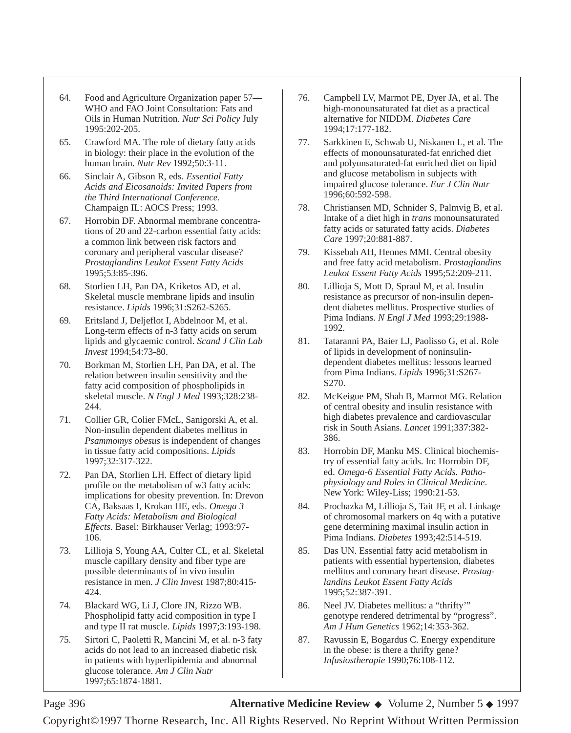64. Food and Agriculture Organization paper 57—WHO and FAO Joint Consultation: Fats and Oils in Human Nutrition. *Nutr Sci Policy* July 1995:202-205.

65. Crawford MA. The role of dietary fatty acids in biology: their place in the evolution of the human brain. *Nutr Rev* 1992;50:3-11.

66. Sinclair A, Gibson R, eds. *Essential Fatty Acids and Eicosanoids: Invited Papers from the Third International Conference.* Champaign IL: AOCS Press; 1993.

67. Horrobin DF. Abnormal membrane concentrations of 20 and 22-carbon essential fatty acids: a common link between risk factors and coronary and peripheral vascular disease? *Prostaglandins Leukot Essent Fatty Acids* 1995;53:85-396.

68. Storlien LH, Pan DA, Kriketos AD, et al. Skeletal muscle membrane lipids and insulin resistance. *Lipids* 1996;31:S262-S265.

69. Eritsland J, Deljeflot I, Abdelnoor M, et al. Long-term effects of n-3 fatty acids on serum lipids and glycaemic control. *Scand J Clin Lab Invest* 1994;54:73-80.

70. Borkman M, Storlien LH, Pan DA, et al. The relation between insulin sensitivity and the fatty acid composition of phospholipids in skeletal muscle. *N Engl J Med* 1993;328:238-244.

71. Collier GR, Colier FMcL, Sanigorski A, et al. Non-insulin dependent diabetes mellitus in *Psammomys obesus* is independent of changes in tissue fatty acid compositions. *Lipids* 1997;32:317-322.

72. Pan DA, Storlien LH. Effect of dietary lipid profile on the metabolism of w3 fatty acids: implications for obesity prevention. In: Drevon CA, Baksaas I, Krokan HE, eds. *Omega 3 Fatty Acids: Metabolism and Biological Effects*. Basel: Birkhauser Verlag; 1993:97-106.

73. Lillioja S, Young AA, Culter CL, et al. Skeletal muscle capillary density and fiber type are possible determinants of in vivo insulin resistance in men. *J Clin Invest* 1987;80:415-424.

74. Blackard WG, Li J, Clore JN, Rizzo WB. Phospholipid fatty acid composition in type I and type II rat muscle. *Lipids* 1997;3:193-198.

75. Sirtori C, Paoletti R, Mancini M, et al. n-3 faty acids do not lead to an increased diabetic risk in patients with hyperlipidemia and abnormal glucose tolerance. *Am J Clin Nutr* 1997;65:1874-1881.

76. Campbell LV, Marmot PE, Dyer JA, et al. The high-monounsaturated fat diet as a practical alternative for NIDDM. *Diabetes Care* 1994;17:177-182.

77. Sarkkinen E, Schwab U, Niskanen L, et al. The effects of monounsaturated-fat enriched diet and polyunsaturated-fat enriched diet on lipid and glucose metabolism in subjects with impaired glucose tolerance. *Eur J Clin Nutr* 1996;60:592-598.

78. Christiansen MD, Schnider S, Palmvig B, et al. Intake of a diet high in *trans* monounsaturated fatty acids or saturated fatty acids. *Diabetes Care* 1997;20:881-887.

79. Kissebah AH, Hennes MMI. Central obesity and free fatty acid metabolism. *Prostaglandins Leukot Essent Fatty Acids* 1995;52:209-211.

80. Lillioja S, Mott D, Spraul M, et al. Insulin resistance as precursor of non-insulin dependent diabetes mellitus. Prospective studies of Pima Indians. *N Engl J Med* 1993;29:1988-1992.

81. Tataranni PA, Baier LJ, Paolisso G, et al. Role of lipids in development of noninsulin-dependent diabetes mellitus: lessons learned from Pima Indians. *Lipids* 1996;31:S267-S270.

82. McKeigue PM, Shah B, Marmot MG. Relation of central obesity and insulin resistance with high diabetes prevalence and cardiovascular risk in South Asians. *Lancet* 1991;337:382-386.

83. Horrobin DF, Manku MS. Clinical biochemistry of essential fatty acids. In: Horrobin DF, ed. *Omega-6 Essential Fatty Acids. Pathophysiology and Roles in Clinical Medicine*. New York: Wiley-Liss; 1990:21-53.

84. Prochazka M, Lillioja S, Tait JF, et al. Linkage of chromosomal markers on 4q with a putative gene determining maximal insulin action in Pima Indians. *Diabetes* 1993;42:514-519.

85. Das UN. Essential fatty acid metabolism in patients with essential hypertension, diabetes mellitus and coronary heart disease. *Prostaglandins Leukot Essent Fatty Acids* 1995;52:387-391.

86. Neel JV. Diabetes mellitus: a "thrifty'" genotype rendered detrimental by "progress". *Am J Hum Genetics* 1962;14:353-362.

87. Ravussin E, Bogardus C. Energy expenditure in the obese: is there a thrifty gene? *Infusiostherapie* 1990;76:108-112.

Copyright©1997 Thorne Research, Inc. All Rights Reserved. No Reprint Without Written Permission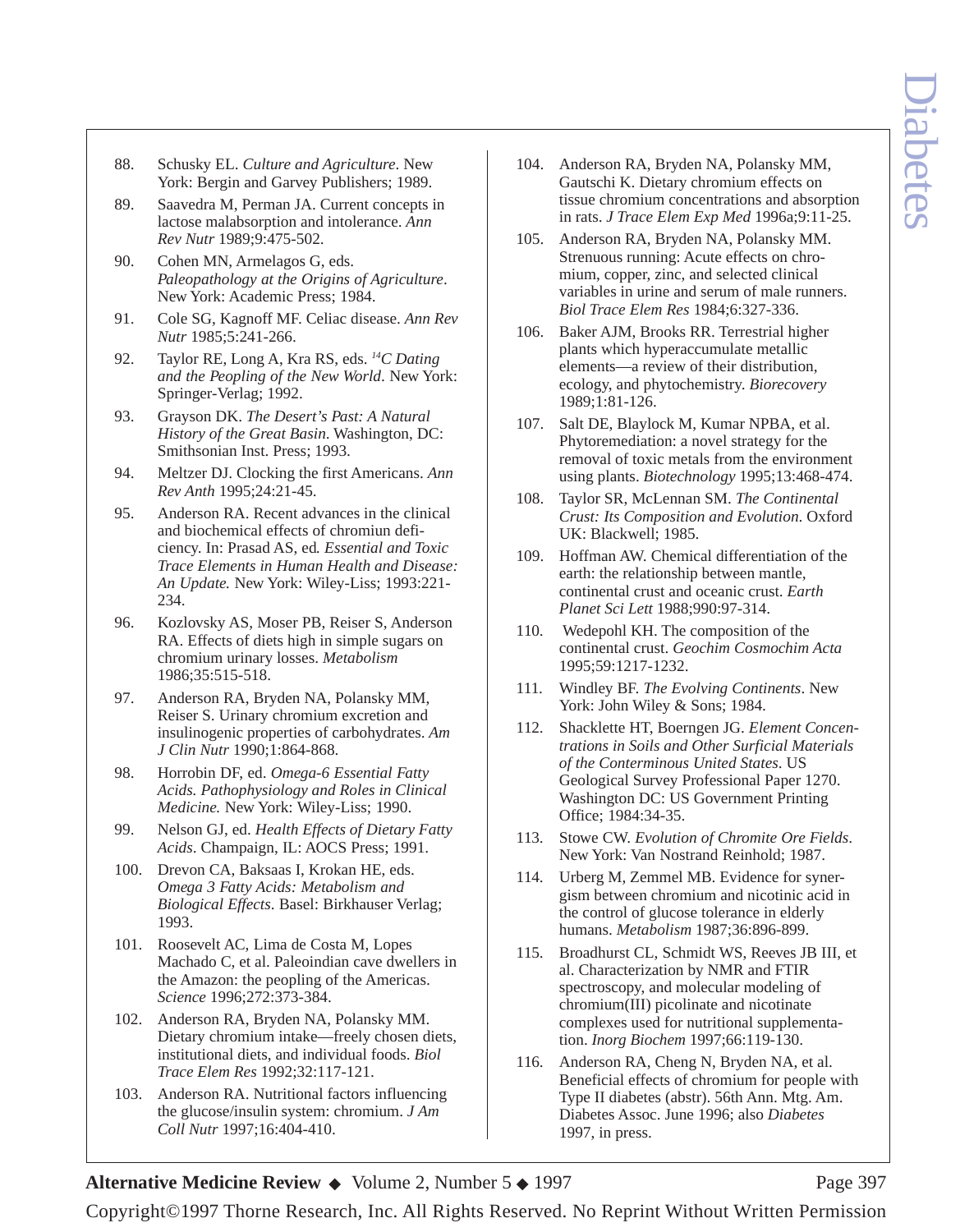88. Schusky EL. *Culture and Agriculture*. New York: Bergin and Garvey Publishers; 1989.
89. Saavedra M, Perman JA. Current concepts in lactose malabsorption and intolerance. *Ann Rev Nutr* 1989;9:475-502.
90. Cohen MN, Armelagos G, eds. *Paleopathology at the Origins of Agriculture*. New York: Academic Press; 1984.
91. Cole SG, Kagnoff MF. Celiac disease. *Ann Rev Nutr* 1985;5:241-266.
92. Taylor RE, Long A, Kra RS, eds. *$^{14}$C Dating and the Peopling of the New World*. New York: Springer-Verlag; 1992.
93. Grayson DK. *The Desert's Past: A Natural History of the Great Basin*. Washington, DC: Smithsonian Inst. Press; 1993.
94. Meltzer DJ. Clocking the first Americans. *Ann Rev Anth* 1995;24:21-45.
95. Anderson RA. Recent advances in the clinical and biochemical effects of chromiun deficiency. In: Prasad AS, ed. *Essential and Toxic Trace Elements in Human Health and Disease: An Update.* New York: Wiley-Liss; 1993:221-234.
96. Kozlovsky AS, Moser PB, Reiser S, Anderson RA. Effects of diets high in simple sugars on chromium urinary losses. *Metabolism* 1986;35:515-518.
97. Anderson RA, Bryden NA, Polansky MM, Reiser S. Urinary chromium excretion and insulinogenic properties of carbohydrates. *Am J Clin Nutr* 1990;1:864-868.
98. Horrobin DF, ed. *Omega-6 Essential Fatty Acids. Pathophysiology and Roles in Clinical Medicine.* New York: Wiley-Liss; 1990.
99. Nelson GJ, ed. *Health Effects of Dietary Fatty Acids*. Champaign, IL: AOCS Press; 1991.
100. Drevon CA, Baksaas I, Krokan HE, eds. *Omega 3 Fatty Acids: Metabolism and Biological Effects*. Basel: Birkhauser Verlag; 1993.
101. Roosevelt AC, Lima de Costa M, Lopes Machado C, et al. Paleoindian cave dwellers in the Amazon: the peopling of the Americas. *Science* 1996;272:373-384.
102. Anderson RA, Bryden NA, Polansky MM. Dietary chromium intake—freely chosen diets, institutional diets, and individual foods. *Biol Trace Elem Res* 1992;32:117-121.
103. Anderson RA. Nutritional factors influencing the glucose/insulin system: chromium. *J Am Coll Nutr* 1997;16:404-410.
104. Anderson RA, Bryden NA, Polansky MM, Gautschi K. Dietary chromium effects on tissue chromium concentrations and absorption in rats. *J Trace Elem Exp Med* 1996a;9:11-25.
105. Anderson RA, Bryden NA, Polansky MM. Strenuous running: Acute effects on chromium, copper, zinc, and selected clinical variables in urine and serum of male runners. *Biol Trace Elem Res* 1984;6:327-336.
106. Baker AJM, Brooks RR. Terrestrial higher plants which hyperaccumulate metallic elements—a review of their distribution, ecology, and phytochemistry. *Biorecovery* 1989;1:81-126.
107. Salt DE, Blaylock M, Kumar NPBA, et al. Phytoremediation: a novel strategy for the removal of toxic metals from the environment using plants. *Biotechnology* 1995;13:468-474.
108. Taylor SR, McLennan SM. *The Continental Crust: Its Composition and Evolution*. Oxford UK: Blackwell; 1985.
109. Hoffman AW. Chemical differentiation of the earth: the relationship between mantle, continental crust and oceanic crust. *Earth Planet Sci Lett* 1988;990:97-314.
110. Wedepohl KH. The composition of the continental crust. *Geochim Cosmochim Acta* 1995;59:1217-1232.
111. Windley BF. *The Evolving Continents*. New York: John Wiley & Sons; 1984.
112. Shacklette HT, Boerngen JG. *Element Concentrations in Soils and Other Surficial Materials of the Conterminous United States*. US Geological Survey Professional Paper 1270. Washington DC: US Government Printing Office; 1984:34-35.
113. Stowe CW. *Evolution of Chromite Ore Fields*. New York: Van Nostrand Reinhold; 1987.
114. Urberg M, Zemmel MB. Evidence for synergism between chromium and nicotinic acid in the control of glucose tolerance in elderly humans. *Metabolism* 1987;36:896-899.
115. Broadhurst CL, Schmidt WS, Reeves JB III, et al. Characterization by NMR and FTIR spectroscopy, and molecular modeling of chromium(III) picolinate and nicotinate complexes used for nutritional supplementation. *Inorg Biochem* 1997;66:119-130.
116. Anderson RA, Cheng N, Bryden NA, et al. Beneficial effects of chromium for people with Type II diabetes (abstr). 56th Ann. Mtg. Am. Diabetes Assoc. June 1996; also *Diabetes* 1997, in press.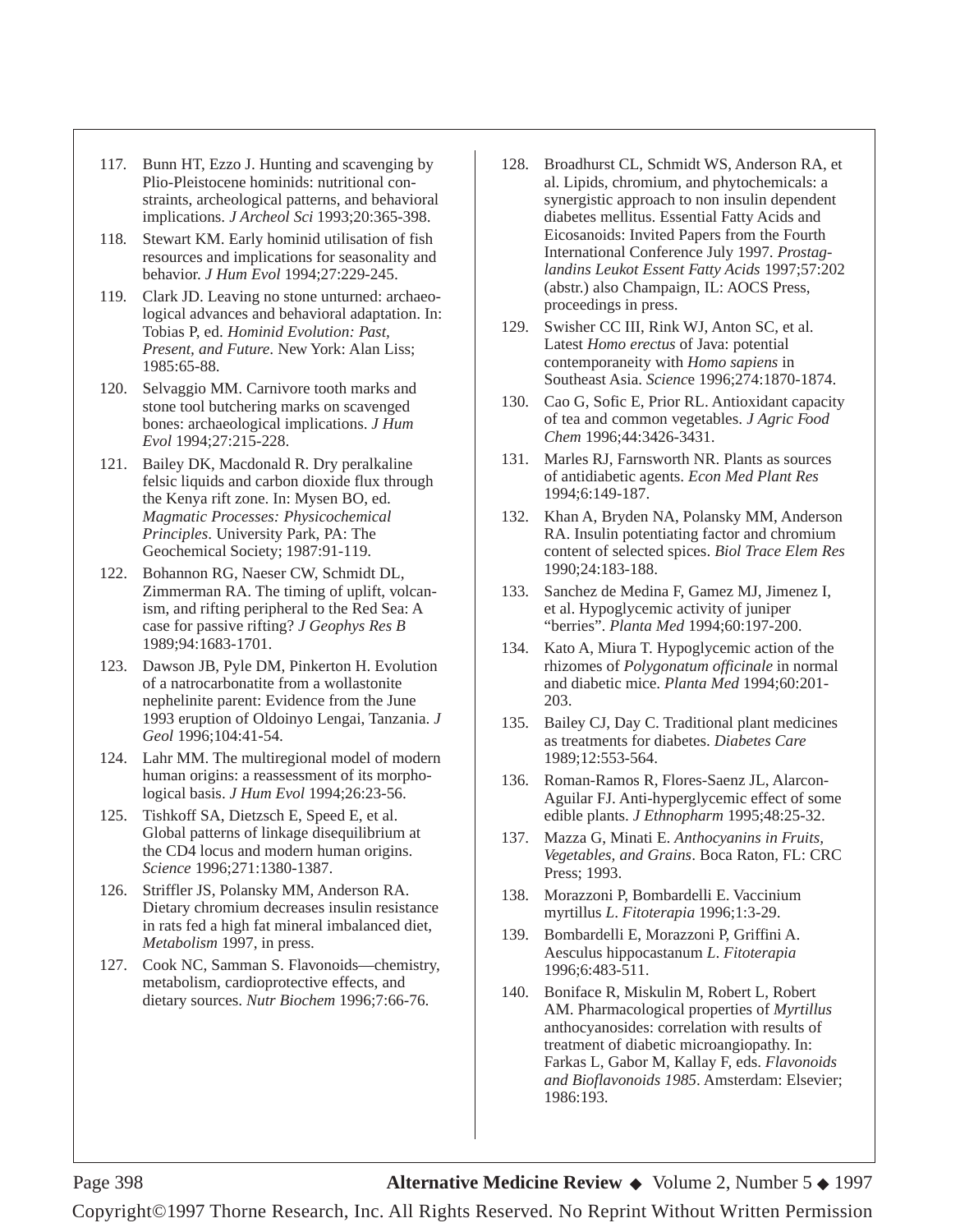117. Bunn HT, Ezzo J. Hunting and scavenging by Plio-Pleistocene hominids: nutritional constraints, archeological patterns, and behavioral implications. *J Archeol Sci* 1993;20:365-398.

118. Stewart KM. Early hominid utilisation of fish resources and implications for seasonality and behavior. *J Hum Evol* 1994;27:229-245.

119. Clark JD. Leaving no stone unturned: archaeological advances and behavioral adaptation. In: Tobias P, ed. *Hominid Evolution: Past, Present, and Future*. New York: Alan Liss; 1985:65-88.

120. Selvaggio MM. Carnivore tooth marks and stone tool butchering marks on scavenged bones: archaeological implications. *J Hum Evol* 1994;27:215-228.

121. Bailey DK, Macdonald R. Dry peralkaline felsic liquids and carbon dioxide flux through the Kenya rift zone. In: Mysen BO, ed. *Magmatic Processes: Physicochemical Principles*. University Park, PA: The Geochemical Society; 1987:91-119.

122. Bohannon RG, Naeser CW, Schmidt DL, Zimmerman RA. The timing of uplift, volcanism, and rifting peripheral to the Red Sea: A case for passive rifting? *J Geophys Res B* 1989;94:1683-1701.

123. Dawson JB, Pyle DM, Pinkerton H. Evolution of a natrocarbonatite from a wollastonite nephelinite parent: Evidence from the June 1993 eruption of Oldoinyo Lengai, Tanzania. *J Geol* 1996;104:41-54.

124. Lahr MM. The multiregional model of modern human origins: a reassessment of its morphological basis. *J Hum Evol* 1994;26:23-56.

125. Tishkoff SA, Dietzsch E, Speed E, et al. Global patterns of linkage disequilibrium at the CD4 locus and modern human origins. *Science* 1996;271:1380-1387.

126. Striffler JS, Polansky MM, Anderson RA. Dietary chromium decreases insulin resistance in rats fed a high fat mineral imbalanced diet, *Metabolism* 1997, in press.

127. Cook NC, Samman S. Flavonoids—chemistry, metabolism, cardioprotective effects, and dietary sources. *Nutr Biochem* 1996;7:66-76.

128. Broadhurst CL, Schmidt WS, Anderson RA, et al. Lipids, chromium, and phytochemicals: a synergistic approach to non insulin dependent diabetes mellitus. Essential Fatty Acids and Eicosanoids: Invited Papers from the Fourth International Conference July 1997. *Prostaglandins Leukot Essent Fatty Acids* 1997;57:202 (abstr.) also Champaign, IL: AOCS Press, proceedings in press.

129. Swisher CC III, Rink WJ, Anton SC, et al. Latest *Homo erectus* of Java: potential contemporaneity with *Homo sapiens* in Southeast Asia. *Science* 1996;274:1870-1874.

130. Cao G, Sofic E, Prior RL. Antioxidant capacity of tea and common vegetables. *J Agric Food Chem* 1996;44:3426-3431.

131. Marles RJ, Farnsworth NR. Plants as sources of antidiabetic agents. *Econ Med Plant Res* 1994;6:149-187.

132. Khan A, Bryden NA, Polansky MM, Anderson RA. Insulin potentiating factor and chromium content of selected spices. *Biol Trace Elem Res* 1990;24:183-188.

133. Sanchez de Medina F, Gamez MJ, Jimenez I, et al. Hypoglycemic activity of juniper "berries". *Planta Med* 1994;60:197-200.

134. Kato A, Miura T. Hypoglycemic action of the rhizomes of *Polygonatum officinale* in normal and diabetic mice. *Planta Med* 1994;60:201-203.

135. Bailey CJ, Day C. Traditional plant medicines as treatments for diabetes. *Diabetes Care* 1989;12:553-564.

136. Roman-Ramos R, Flores-Saenz JL, Alarcon-Aguilar FJ. Anti-hyperglycemic effect of some edible plants. *J Ethnopharm* 1995;48:25-32.

137. Mazza G, Minati E. *Anthocyanins in Fruits, Vegetables, and Grains*. Boca Raton, FL: CRC Press; 1993.

138. Morazzoni P, Bombardelli E. Vaccinium myrtillus *L*. *Fitoterapia* 1996;1:3-29.

139. Bombardelli E, Morazzoni P, Griffini A. Aesculus hippocastanum *L*. *Fitoterapia* 1996;6:483-511.

140. Boniface R, Miskulin M, Robert L, Robert AM. Pharmacological properties of *Myrtillus* anthocyanosides: correlation with results of treatment of diabetic microangiopathy. In: Farkas L, Gabor M, Kallay F, eds. *Flavonoids and Bioflavonoids 1985*. Amsterdam: Elsevier; 1986:193.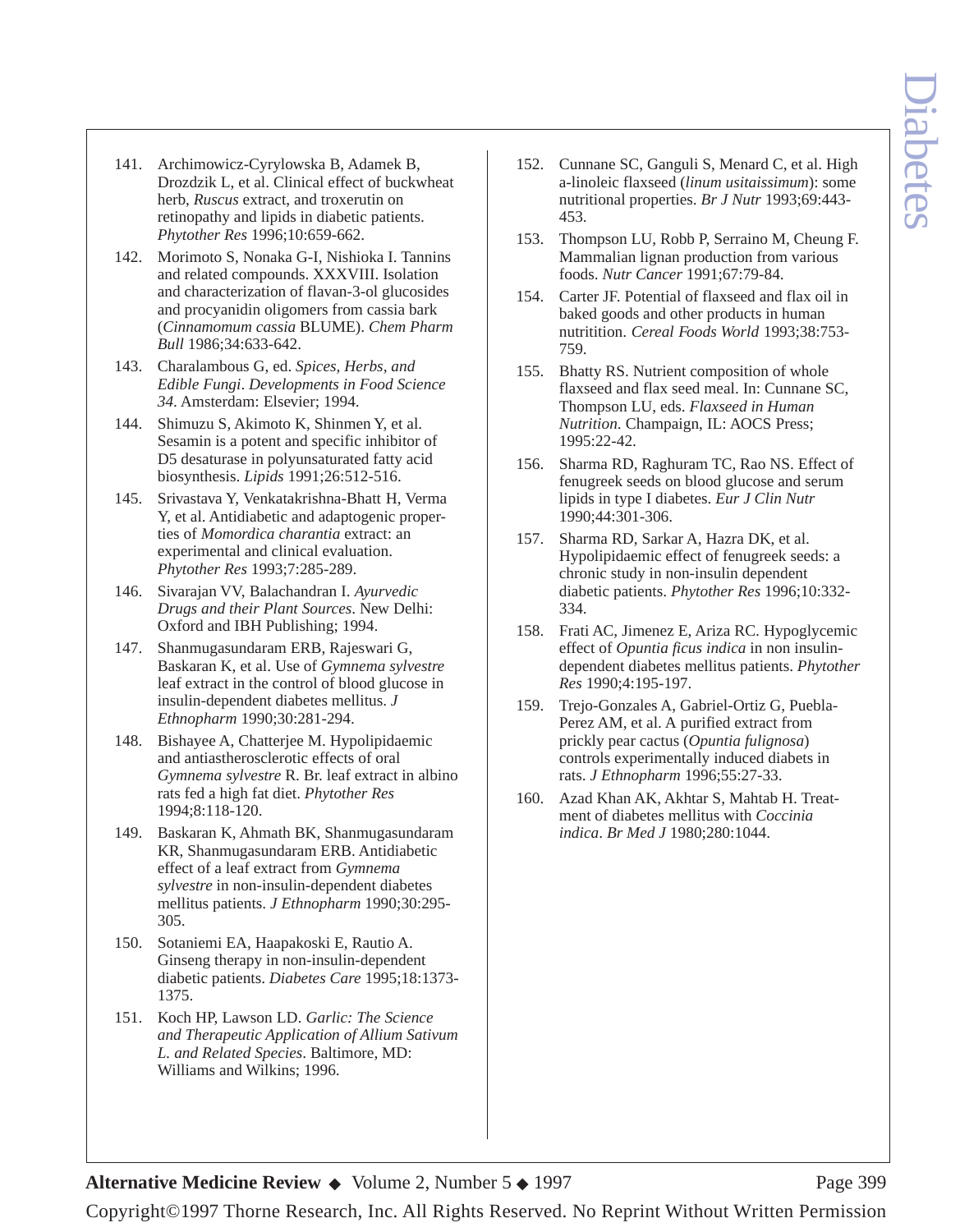141. Archimowicz-Cyrylowska B, Adamek B, Drozdzik L, et al. Clinical effect of buckwheat herb, *Ruscus* extract, and troxerutin on retinopathy and lipids in diabetic patients. *Phytother Res* 1996;10:659-662.

142. Morimoto S, Nonaka G-I, Nishioka I. Tannins and related compounds. XXXVIII. Isolation and characterization of flavan-3-ol glucosides and procyanidin oligomers from cassia bark (*Cinnamomum cassia* BLUME). *Chem Pharm Bull* 1986;34:633-642.

143. Charalambous G, ed. *Spices, Herbs, and Edible Fungi*. *Developments in Food Science 34*. Amsterdam: Elsevier; 1994.

144. Shimuzu S, Akimoto K, Shinmen Y, et al. Sesamin is a potent and specific inhibitor of D5 desaturase in polyunsaturated fatty acid biosynthesis. *Lipids* 1991;26:512-516.

145. Srivastava Y, Venkatakrishna-Bhatt H, Verma Y, et al. Antidiabetic and adaptogenic properties of *Momordica charantia* extract: an experimental and clinical evaluation. *Phytother Res* 1993;7:285-289.

146. Sivarajan VV, Balachandran I. *Ayurvedic Drugs and their Plant Sources*. New Delhi: Oxford and IBH Publishing; 1994.

147. Shanmugasundaram ERB, Rajeswari G, Baskaran K, et al. Use of *Gymnema sylvestre* leaf extract in the control of blood glucose in insulin-dependent diabetes mellitus. *J Ethnopharm* 1990;30:281-294.

148. Bishayee A, Chatterjee M. Hypolipidaemic and antiastherosclerotic effects of oral *Gymnema sylvestre* R. Br. leaf extract in albino rats fed a high fat diet. *Phytother Res* 1994;8:118-120.

149. Baskaran K, Ahmath BK, Shanmugasundaram KR, Shanmugasundaram ERB. Antidiabetic effect of a leaf extract from *Gymnema sylvestre* in non-insulin-dependent diabetes mellitus patients. *J Ethnopharm* 1990;30:295-305.

150. Sotaniemi EA, Haapakoski E, Rautio A. Ginseng therapy in non-insulin-dependent diabetic patients. *Diabetes Care* 1995;18:1373-1375.

151. Koch HP, Lawson LD. *Garlic: The Science and Therapeutic Application of Allium Sativum L. and Related Species*. Baltimore, MD: Williams and Wilkins; 1996.

152. Cunnane SC, Ganguli S, Menard C, et al. High a-linoleic flaxseed (*linum usitaissimum*): some nutritional properties. *Br J Nutr* 1993;69:443-453.

153. Thompson LU, Robb P, Serraino M, Cheung F. Mammalian lignan production from various foods. *Nutr Cancer* 1991;67:79-84.

154. Carter JF. Potential of flaxseed and flax oil in baked goods and other products in human nutritition. *Cereal Foods World* 1993;38:753-759.

155. Bhatty RS. Nutrient composition of whole flaxseed and flax seed meal. In: Cunnane SC, Thompson LU, eds. *Flaxseed in Human Nutrition*. Champaign, IL: AOCS Press; 1995:22-42.

156. Sharma RD, Raghuram TC, Rao NS. Effect of fenugreek seeds on blood glucose and serum lipids in type I diabetes. *Eur J Clin Nutr* 1990;44:301-306.

157. Sharma RD, Sarkar A, Hazra DK, et al. Hypolipidaemic effect of fenugreek seeds: a chronic study in non-insulin dependent diabetic patients. *Phytother Res* 1996;10:332-334.

158. Frati AC, Jimenez E, Ariza RC. Hypoglycemic effect of *Opuntia ficus indica* in non insulin-dependent diabetes mellitus patients. *Phytother Res* 1990;4:195-197.

159. Trejo-Gonzales A, Gabriel-Ortiz G, Puebla-Perez AM, et al. A purified extract from prickly pear cactus (*Opuntia fulignosa*) controls experimentally induced diabets in rats. *J Ethnopharm* 1996;55:27-33.

160. Azad Khan AK, Akhtar S, Mahtab H. Treatment of diabetes mellitus with *Coccinia indica*. *Br Med J* 1980;280:1044.